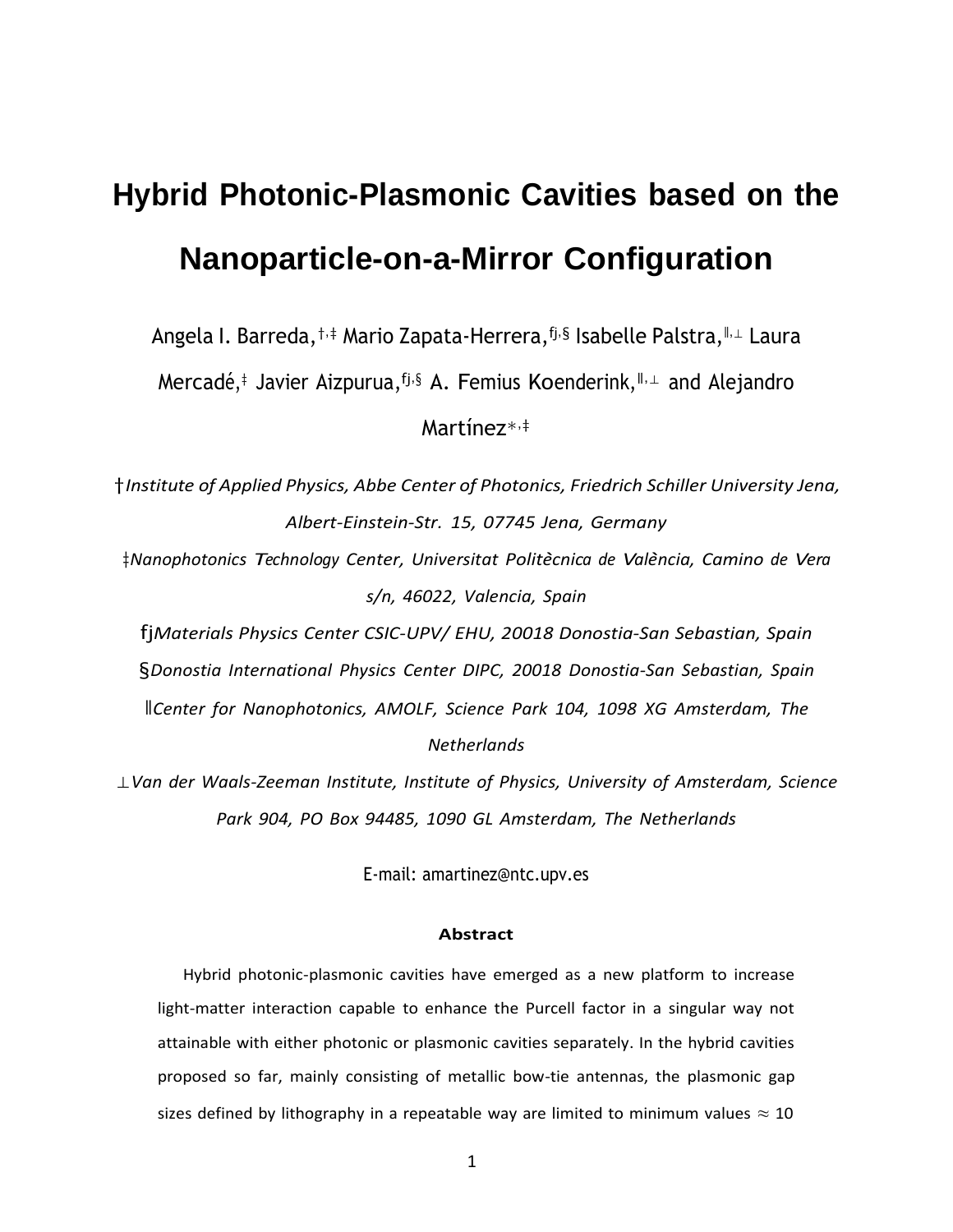# Hybrid Photonic-Plasmonic Cavities based on the Nanoparticle-on-a-Mirror Configuration

Angela I. Barreda,[†,‡] Mario Zapata-Herrera,[fj,§] Isabelle Palstra,[∥,⊥] Laura Mercadé,[‡] Javier Aizpurua,[fj,§] A. Femius Koenderink,[∥,⊥] and Alejandro Martínez[∗,‡]

†*Institute of Applied Physics, Abbe Center of Photonics, Friedrich Schiller University Jena, Albert-Einstein-Str. 15, 07745 Jena, Germany*

‡*Nanophotonics Technology Center, Universitat Politècnica de València, Camino de Vera s/n, 46022, Valencia, Spain*

fj*Materials Physics Center CSIC-UPV/ EHU, 20018 Donostia-San Sebastian, Spain*

§*Donostia International Physics Center DIPC, 20018 Donostia-San Sebastian, Spain*

∥*Center for Nanophotonics, AMOLF, Science Park 104, 1098 XG Amsterdam, The Netherlands*

⊥*Van der Waals-Zeeman Institute, Institute of Physics, University of Amsterdam, Science Park 904, PO Box 94485, 1090 GL Amsterdam, The Netherlands*

E-mail: amartinez@ntc.upv.es

**Abstract**

Hybrid photonic-plasmonic cavities have emerged as a new platform to increase light-matter interaction capable to enhance the Purcell factor in a singular way not attainable with either photonic or plasmonic cavities separately. In the hybrid cavities proposed so far, mainly consisting of metallic bow-tie antennas, the plasmonic gap sizes defined by lithography in a repeatable way are limited to minimum values $\approx$ 10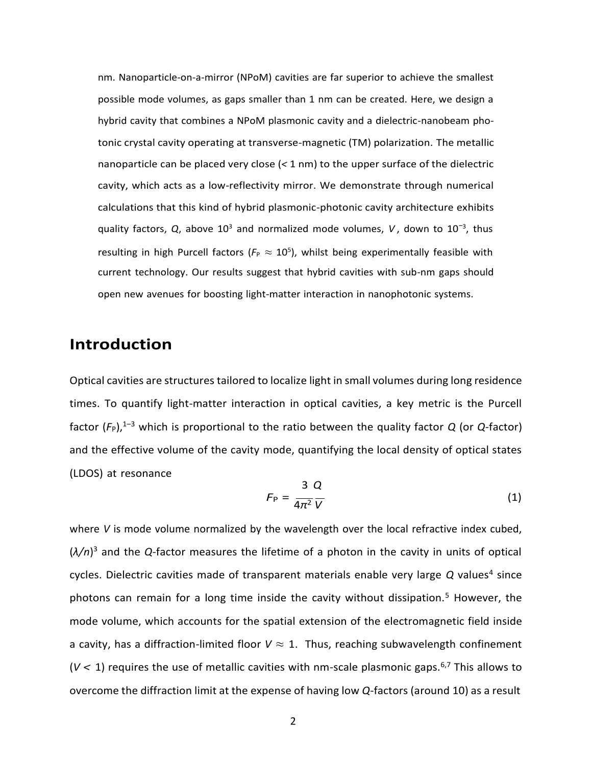nm. Nanoparticle-on-a-mirror (NPoM) cavities are far superior to achieve the smallest possible mode volumes, as gaps smaller than 1 nm can be created. Here, we design a hybrid cavity that combines a NPoM plasmonic cavity and a dielectric-nanobeam photonic crystal cavity operating at transverse-magnetic (TM) polarization. The metallic nanoparticle can be placed very close (< 1 nm) to the upper surface of the dielectric cavity, which acts as a low-reflectivity mirror. We demonstrate through numerical calculations that this kind of hybrid plasmonic-photonic cavity architecture exhibits quality factors, $Q$, above $10^3$ and normalized mode volumes, $V$, down to $10^{-3}$, thus resulting in high Purcell factors ($F_P \approx 10^5$), whilst being experimentally feasible with current technology. Our results suggest that hybrid cavities with sub-nm gaps should open new avenues for boosting light-matter interaction in nanophotonic systems.

## Introduction

Optical cavities are structures tailored to localize light in small volumes during long residence times. To quantify light-matter interaction in optical cavities, a key metric is the Purcell factor ($F_P$),[1–3] which is proportional to the ratio between the quality factor $Q$ (or $Q$-factor) and the effective volume of the cavity mode, quantifying the local density of optical states (LDOS) at resonance

$$F_P = \frac{3}{4\pi^2}\frac{Q}{V} \tag{1}$$

where $V$ is mode volume normalized by the wavelength over the local refractive index cubed, $(\lambda/n)^3$ and the $Q$-factor measures the lifetime of a photon in the cavity in units of optical cycles. Dielectric cavities made of transparent materials enable very large $Q$ values[4] since photons can remain for a long time inside the cavity without dissipation.[5] However, the mode volume, which accounts for the spatial extension of the electromagnetic field inside a cavity, has a diffraction-limited floor $V \approx 1$. Thus, reaching subwavelength confinement ($V < 1$) requires the use of metallic cavities with nm-scale plasmonic gaps.[6,7] This allows to overcome the diffraction limit at the expense of having low $Q$-factors (around 10) as a result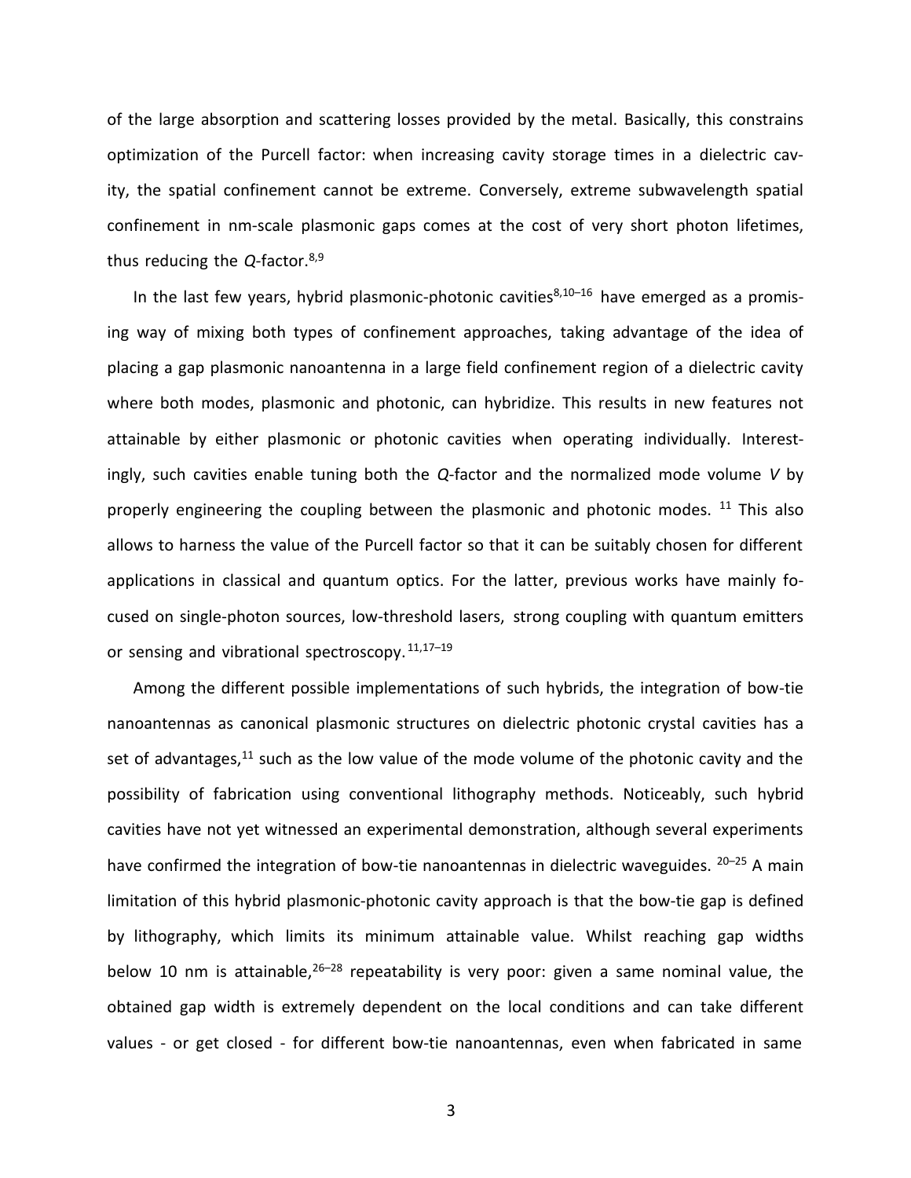of the large absorption and scattering losses provided by the metal. Basically, this constrains optimization of the Purcell factor: when increasing cavity storage times in a dielectric cavity, the spatial confinement cannot be extreme. Conversely, extreme subwavelength spatial confinement in nm-scale plasmonic gaps comes at the cost of very short photon lifetimes, thus reducing the *Q*-factor.[8,9]

In the last few years, hybrid plasmonic-photonic cavities[8,10–16] have emerged as a promising way of mixing both types of confinement approaches, taking advantage of the idea of placing a gap plasmonic nanoantenna in a large field confinement region of a dielectric cavity where both modes, plasmonic and photonic, can hybridize. This results in new features not attainable by either plasmonic or photonic cavities when operating individually. Interestingly, such cavities enable tuning both the *Q*-factor and the normalized mode volume *V* by properly engineering the coupling between the plasmonic and photonic modes. [11] This also allows to harness the value of the Purcell factor so that it can be suitably chosen for different applications in classical and quantum optics. For the latter, previous works have mainly focused on single-photon sources, low-threshold lasers, strong coupling with quantum emitters or sensing and vibrational spectroscopy.[11,17–19]

Among the different possible implementations of such hybrids, the integration of bow-tie nanoantennas as canonical plasmonic structures on dielectric photonic crystal cavities has a set of advantages,[11] such as the low value of the mode volume of the photonic cavity and the possibility of fabrication using conventional lithography methods. Noticeably, such hybrid cavities have not yet witnessed an experimental demonstration, although several experiments have confirmed the integration of bow-tie nanoantennas in dielectric waveguides. [20–25] A main limitation of this hybrid plasmonic-photonic cavity approach is that the bow-tie gap is defined by lithography, which limits its minimum attainable value. Whilst reaching gap widths below 10 nm is attainable,[26–28] repeatability is very poor: given a same nominal value, the obtained gap width is extremely dependent on the local conditions and can take different values - or get closed - for different bow-tie nanoantennas, even when fabricated in same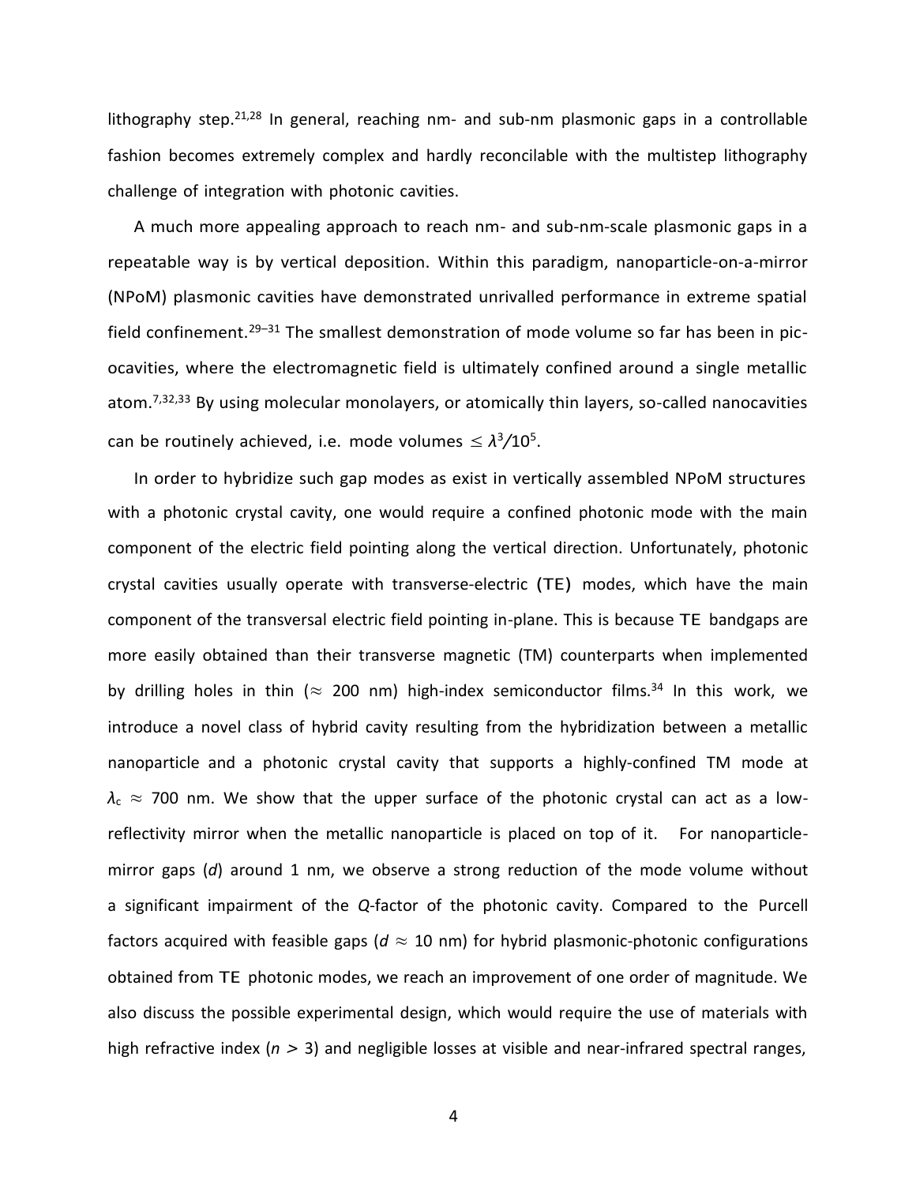lithography step.[21,28] In general, reaching nm- and sub-nm plasmonic gaps in a controllable fashion becomes extremely complex and hardly reconcilable with the multistep lithography challenge of integration with photonic cavities.

A much more appealing approach to reach nm- and sub-nm-scale plasmonic gaps in a repeatable way is by vertical deposition. Within this paradigm, nanoparticle-on-a-mirror (NPoM) plasmonic cavities have demonstrated unrivalled performance in extreme spatial field confinement.[29–31] The smallest demonstration of mode volume so far has been in picocavities, where the electromagnetic field is ultimately confined around a single metallic atom.[7,32,33] By using molecular monolayers, or atomically thin layers, so-called nanocavities can be routinely achieved, i.e. mode volumes $\leq \lambda^3/10^5$.

In order to hybridize such gap modes as exist in vertically assembled NPoM structures with a photonic crystal cavity, one would require a confined photonic mode with the main component of the electric field pointing along the vertical direction. Unfortunately, photonic crystal cavities usually operate with transverse-electric (TE) modes, which have the main component of the transversal electric field pointing in-plane. This is because TE bandgaps are more easily obtained than their transverse magnetic (TM) counterparts when implemented by drilling holes in thin ($\approx$ 200 nm) high-index semiconductor films.[34] In this work, we introduce a novel class of hybrid cavity resulting from the hybridization between a metallic nanoparticle and a photonic crystal cavity that supports a highly-confined TM mode at $\lambda_c \approx$ 700 nm. We show that the upper surface of the photonic crystal can act as a low-reflectivity mirror when the metallic nanoparticle is placed on top of it. For nanoparticle-mirror gaps ($d$) around 1 nm, we observe a strong reduction of the mode volume without a significant impairment of the $Q$-factor of the photonic cavity. Compared to the Purcell factors acquired with feasible gaps ($d \approx$ 10 nm) for hybrid plasmonic-photonic configurations obtained from TE photonic modes, we reach an improvement of one order of magnitude. We also discuss the possible experimental design, which would require the use of materials with high refractive index ($n$ > 3) and negligible losses at visible and near-infrared spectral ranges,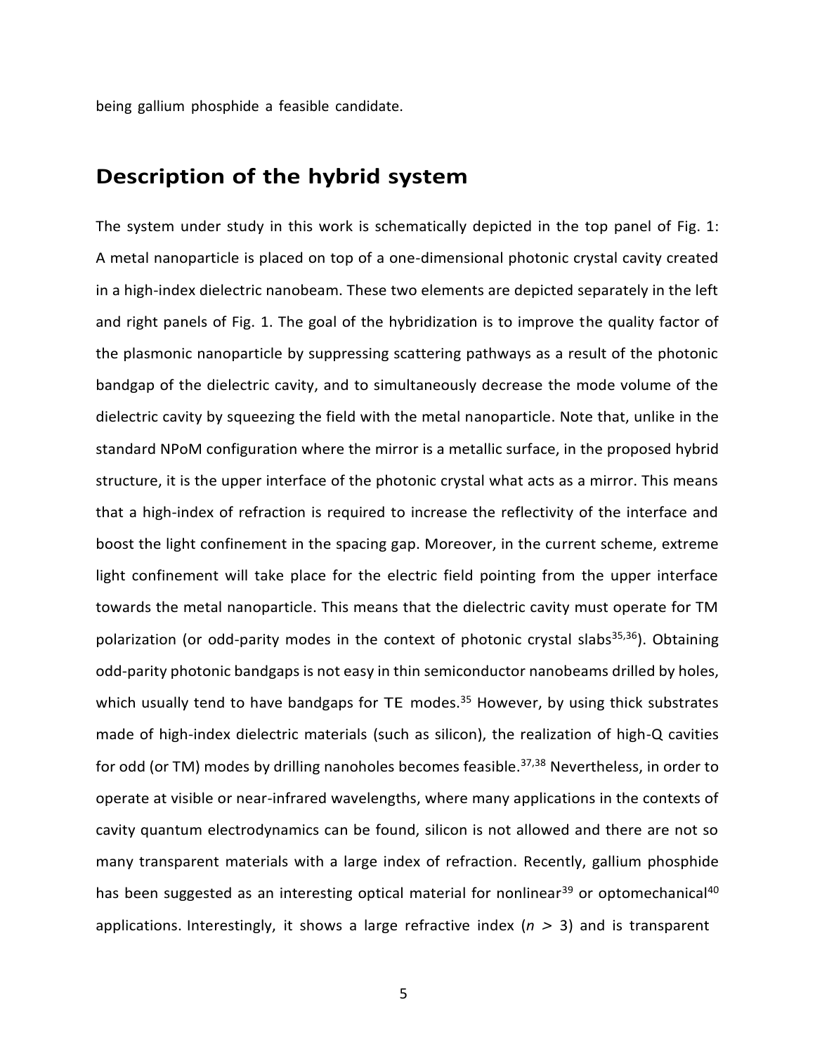being gallium phosphide a feasible candidate.

## Description of the hybrid system

The system under study in this work is schematically depicted in the top panel of Fig. 1: A metal nanoparticle is placed on top of a one-dimensional photonic crystal cavity created in a high-index dielectric nanobeam. These two elements are depicted separately in the left and right panels of Fig. 1. The goal of the hybridization is to improve the quality factor of the plasmonic nanoparticle by suppressing scattering pathways as a result of the photonic bandgap of the dielectric cavity, and to simultaneously decrease the mode volume of the dielectric cavity by squeezing the field with the metal nanoparticle. Note that, unlike in the standard NPoM configuration where the mirror is a metallic surface, in the proposed hybrid structure, it is the upper interface of the photonic crystal what acts as a mirror. This means that a high-index of refraction is required to increase the reflectivity of the interface and boost the light confinement in the spacing gap. Moreover, in the current scheme, extreme light confinement will take place for the electric field pointing from the upper interface towards the metal nanoparticle. This means that the dielectric cavity must operate for TM polarization (or odd-parity modes in the context of photonic crystal slabs[35,36]). Obtaining odd-parity photonic bandgaps is not easy in thin semiconductor nanobeams drilled by holes, which usually tend to have bandgaps for TE modes.[35] However, by using thick substrates made of high-index dielectric materials (such as silicon), the realization of high-Q cavities for odd (or TM) modes by drilling nanoholes becomes feasible.[37,38] Nevertheless, in order to operate at visible or near-infrared wavelengths, where many applications in the contexts of cavity quantum electrodynamics can be found, silicon is not allowed and there are not so many transparent materials with a large index of refraction. Recently, gallium phosphide has been suggested as an interesting optical material for nonlinear[39] or optomechanical[40] applications. Interestingly, it shows a large refractive index ($n > 3$) and is transparent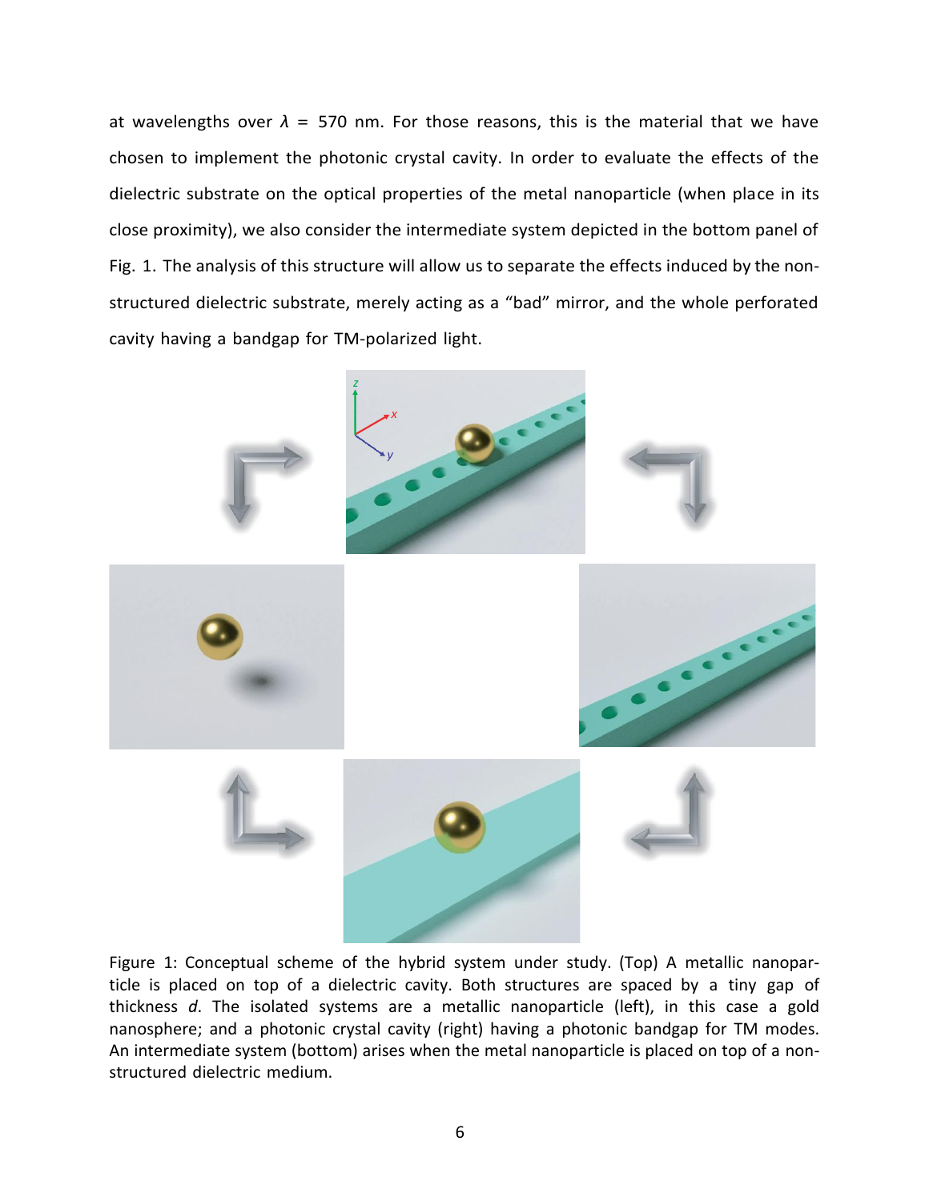at wavelengths over $\lambda$ = 570 nm. For those reasons, this is the material that we have chosen to implement the photonic crystal cavity. In order to evaluate the effects of the dielectric substrate on the optical properties of the metal nanoparticle (when place in its close proximity), we also consider the intermediate system depicted in the bottom panel of Fig. 1. The analysis of this structure will allow us to separate the effects induced by the non-structured dielectric substrate, merely acting as a “bad” mirror, and the whole perforated cavity having a bandgap for TM-polarized light.

Figure 1: Conceptual scheme of the hybrid system under study. (Top) A metallic nanoparticle is placed on top of a dielectric cavity. Both structures are spaced by a tiny gap of thickness $d$. The isolated systems are a metallic nanoparticle (left), in this case a gold nanosphere; and a photonic crystal cavity (right) having a photonic bandgap for TM modes. An intermediate system (bottom) arises when the metal nanoparticle is placed on top of a non-structured dielectric medium.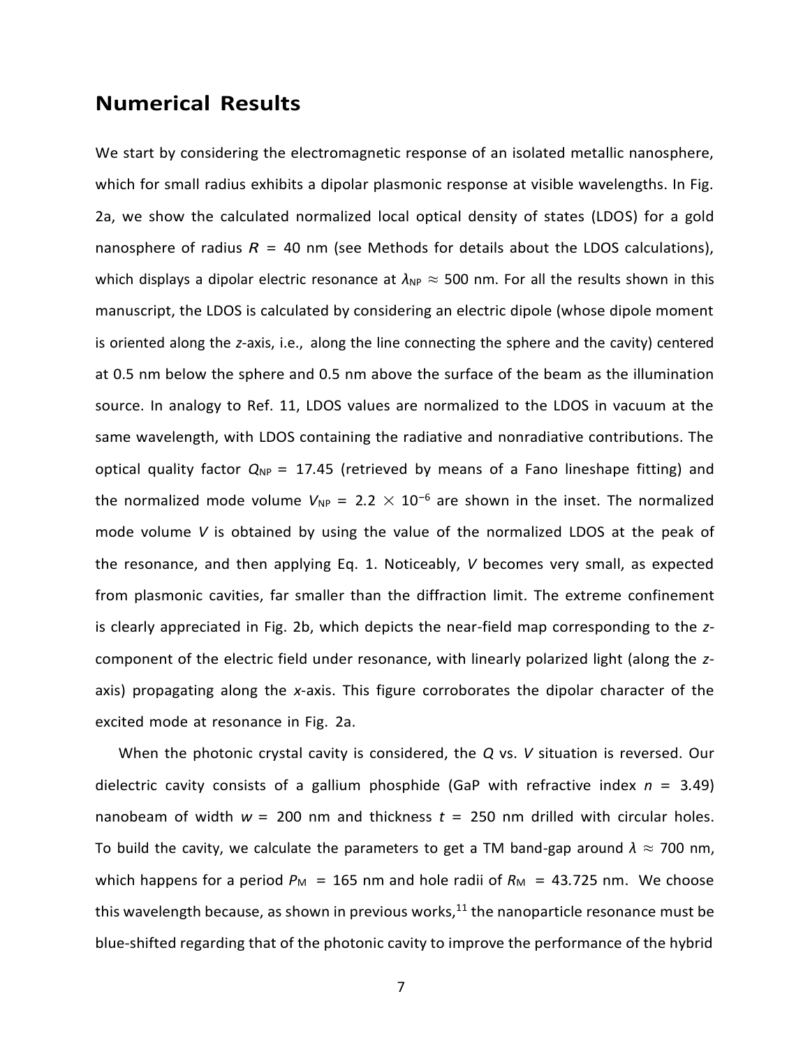## Numerical Results

We start by considering the electromagnetic response of an isolated metallic nanosphere, which for small radius exhibits a dipolar plasmonic response at visible wavelengths. In Fig. 2a, we show the calculated normalized local optical density of states (LDOS) for a gold nanosphere of radius $R$ = 40 nm (see Methods for details about the LDOS calculations), which displays a dipolar electric resonance at $\lambda_{NP} \approx 500$ nm. For all the results shown in this manuscript, the LDOS is calculated by considering an electric dipole (whose dipole moment is oriented along the *z*-axis, i.e., along the line connecting the sphere and the cavity) centered at 0.5 nm below the sphere and 0.5 nm above the surface of the beam as the illumination source. In analogy to Ref. 11, LDOS values are normalized to the LDOS in vacuum at the same wavelength, with LDOS containing the radiative and nonradiative contributions. The optical quality factor $Q_{NP}$ = 17.45 (retrieved by means of a Fano lineshape fitting) and the normalized mode volume $V_{NP} = 2.2 \times 10^{-6}$ are shown in the inset. The normalized mode volume $V$ is obtained by using the value of the normalized LDOS at the peak of the resonance, and then applying Eq. 1. Noticeably, $V$ becomes very small, as expected from plasmonic cavities, far smaller than the diffraction limit. The extreme confinement is clearly appreciated in Fig. 2b, which depicts the near-field map corresponding to the *z*-component of the electric field under resonance, with linearly polarized light (along the *z*-axis) propagating along the *x*-axis. This figure corroborates the dipolar character of the excited mode at resonance in Fig. 2a.

When the photonic crystal cavity is considered, the $Q$ vs. $V$ situation is reversed. Our dielectric cavity consists of a gallium phosphide (GaP with refractive index $n$ = 3.49) nanobeam of width $w$ = 200 nm and thickness $t$ = 250 nm drilled with circular holes. To build the cavity, we calculate the parameters to get a TM band-gap around $\lambda \approx 700$ nm, which happens for a period $P_M$ = 165 nm and hole radii of $R_M$ = 43.725 nm. We choose this wavelength because, as shown in previous works,[11] the nanoparticle resonance must be blue-shifted regarding that of the photonic cavity to improve the performance of the hybrid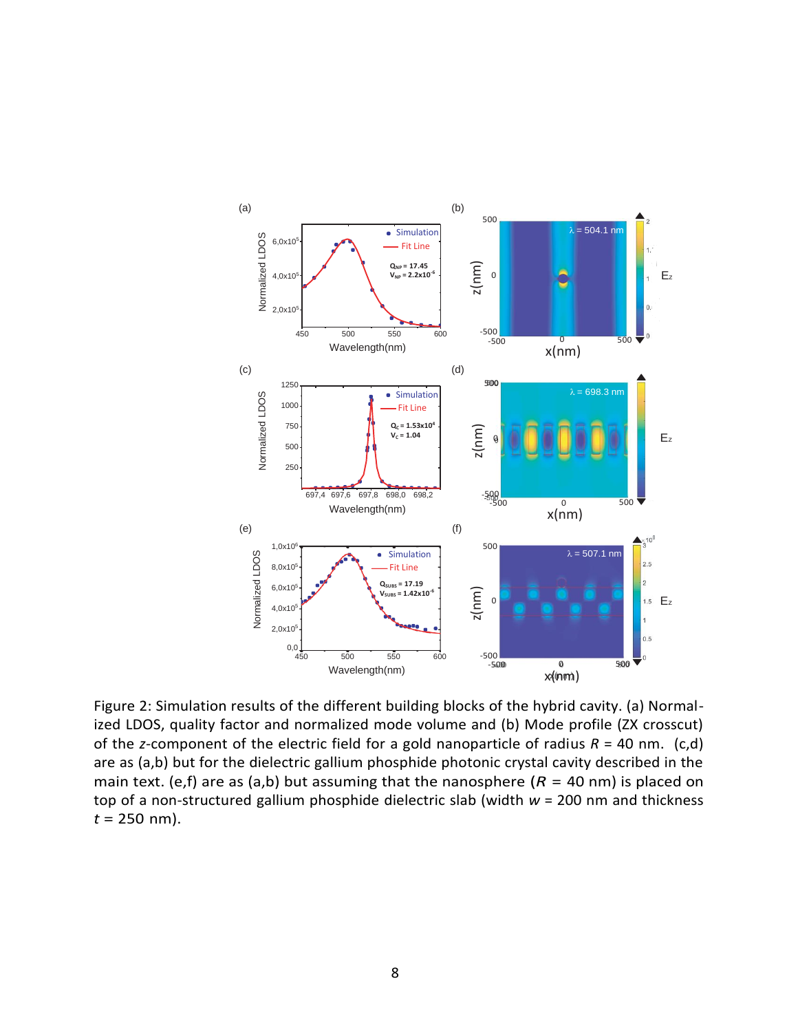Figure 2: Simulation results of the different building blocks of the hybrid cavity. (a) Normalized LDOS, quality factor and normalized mode volume and (b) Mode profile (ZX crosscut) of the $z$-component of the electric field for a gold nanoparticle of radius $R$ = 40 nm. (c,d) are as (a,b) but for the dielectric gallium phosphide photonic crystal cavity described in the main text. (e,f) are as (a,b) but assuming that the nanosphere ($R$ = 40 nm) is placed on top of a non-structured gallium phosphide dielectric slab (width $w$ = 200 nm and thickness $t$ = 250 nm).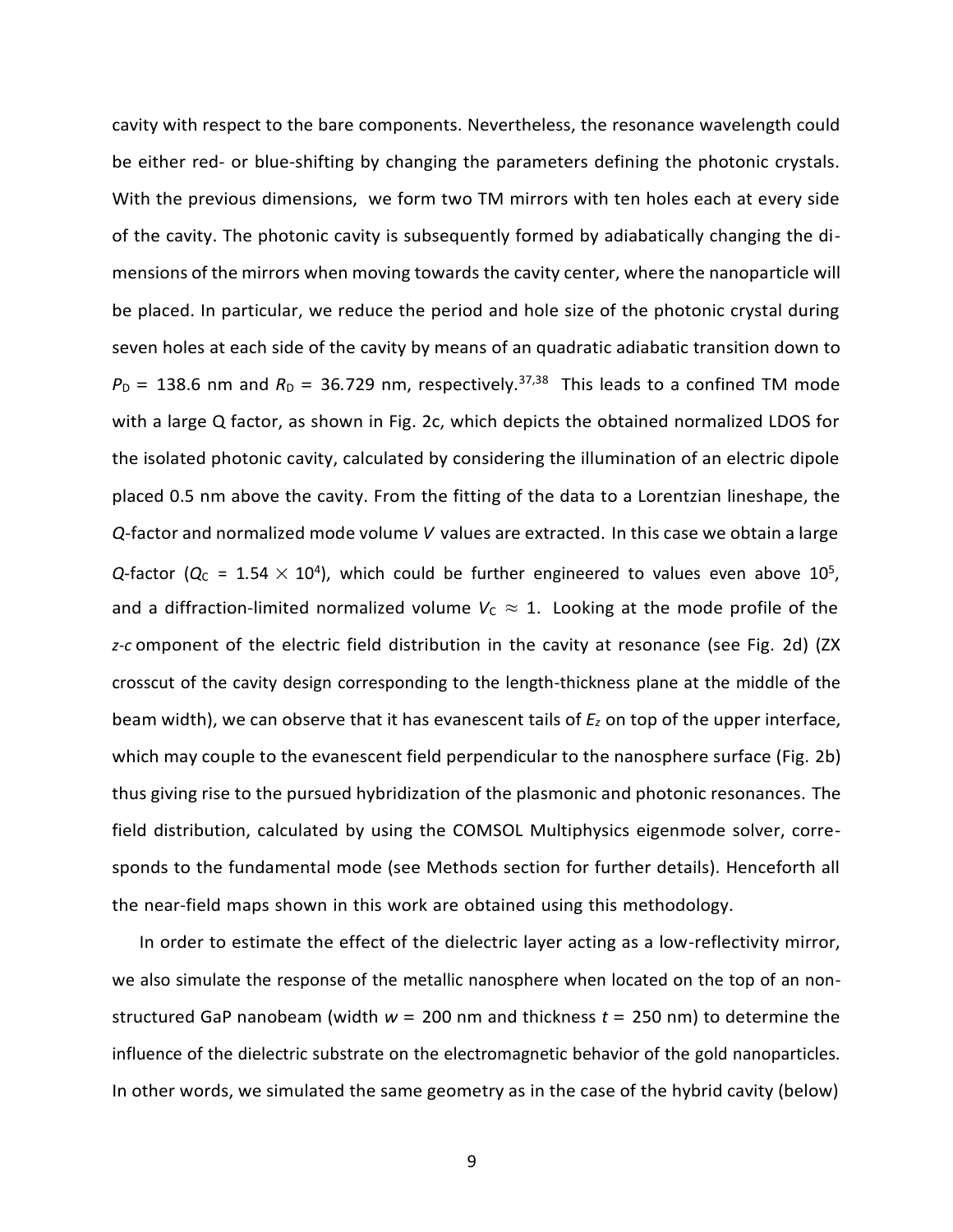cavity with respect to the bare components. Nevertheless, the resonance wavelength could be either red- or blue-shifting by changing the parameters defining the photonic crystals. With the previous dimensions, we form two TM mirrors with ten holes each at every side of the cavity. The photonic cavity is subsequently formed by adiabatically changing the dimensions of the mirrors when moving towards the cavity center, where the nanoparticle will be placed. In particular, we reduce the period and hole size of the photonic crystal during seven holes at each side of the cavity by means of an quadratic adiabatic transition down to $P_D$ = 138.6 nm and $R_D$ = 36.729 nm, respectively.[37,38] This leads to a confined TM mode with a large Q factor, as shown in Fig. 2c, which depicts the obtained normalized LDOS for the isolated photonic cavity, calculated by considering the illumination of an electric dipole placed 0.5 nm above the cavity. From the fitting of the data to a Lorentzian lineshape, the *Q*-factor and normalized mode volume *V* values are extracted. In this case we obtain a large *Q*-factor ($Q_C$ = 1.54 $\times$ $10^4$), which could be further engineered to values even above $10^5$, and a diffraction-limited normalized volume $V_C \approx 1$. Looking at the mode profile of the *z-c* omponent of the electric field distribution in the cavity at resonance (see Fig. 2d) (ZX crosscut of the cavity design corresponding to the length-thickness plane at the middle of the beam width), we can observe that it has evanescent tails of $E_z$ on top of the upper interface, which may couple to the evanescent field perpendicular to the nanosphere surface (Fig. 2b) thus giving rise to the pursued hybridization of the plasmonic and photonic resonances. The field distribution, calculated by using the COMSOL Multiphysics eigenmode solver, corresponds to the fundamental mode (see Methods section for further details). Henceforth all the near-field maps shown in this work are obtained using this methodology.

In order to estimate the effect of the dielectric layer acting as a low-reflectivity mirror, we also simulate the response of the metallic nanosphere when located on the top of an non-structured GaP nanobeam (width $w$ = 200 nm and thickness $t$ = 250 nm) to determine the influence of the dielectric substrate on the electromagnetic behavior of the gold nanoparticles. In other words, we simulated the same geometry as in the case of the hybrid cavity (below)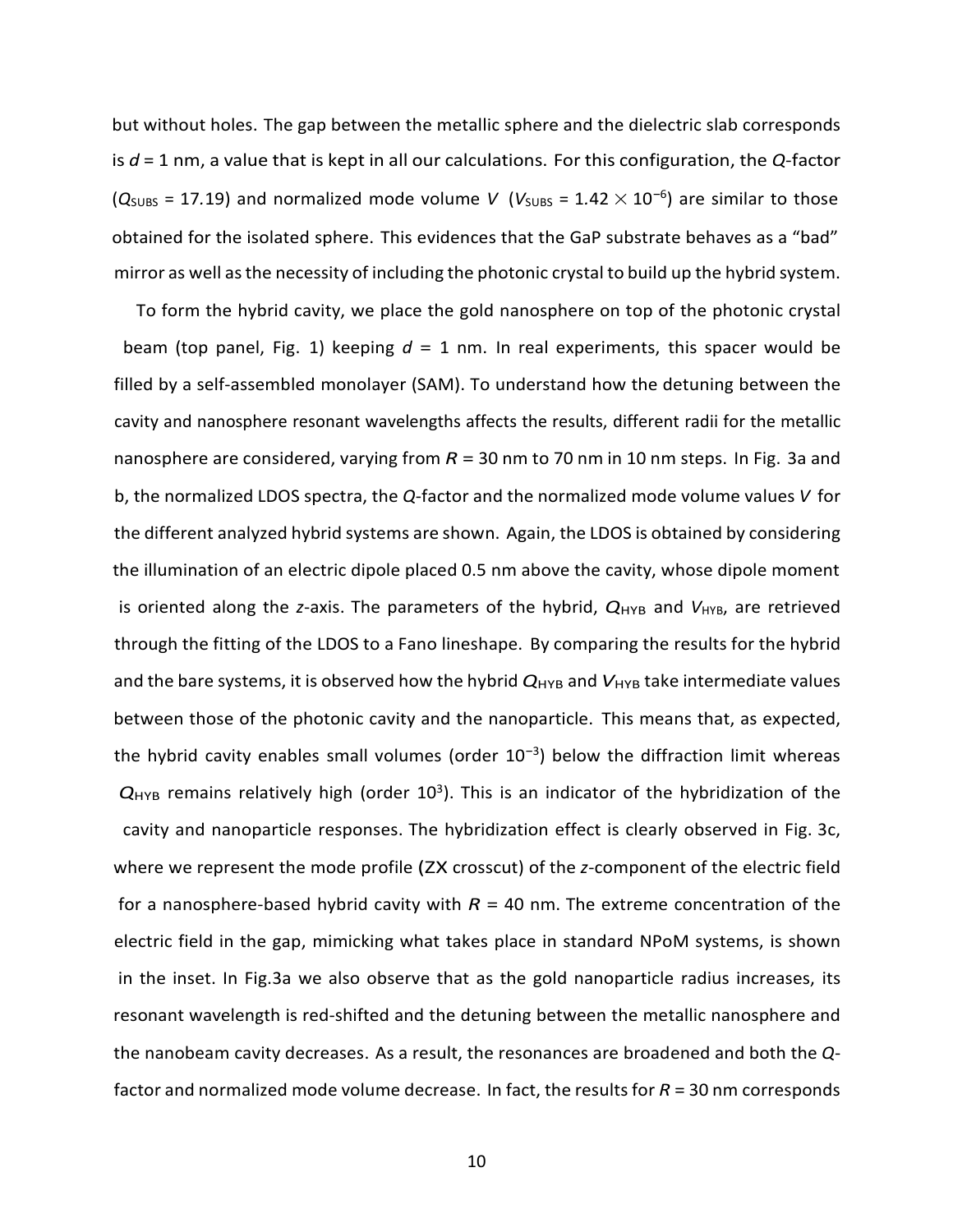but without holes. The gap between the metallic sphere and the dielectric slab corresponds is $d$ = 1 nm, a value that is kept in all our calculations. For this configuration, the $Q$-factor ($Q_{SUBS}$ = 17.19) and normalized mode volume $V$ ($V_{SUBS} = 1.42 \times 10^{-6}$) are similar to those obtained for the isolated sphere. This evidences that the GaP substrate behaves as a "bad" mirror as well as the necessity of including the photonic crystal to build up the hybrid system.

To form the hybrid cavity, we place the gold nanosphere on top of the photonic crystal beam (top panel, Fig. 1) keeping $d$ = 1 nm. In real experiments, this spacer would be filled by a self-assembled monolayer (SAM). To understand how the detuning between the cavity and nanosphere resonant wavelengths affects the results, different radii for the metallic nanosphere are considered, varying from $R$ = 30 nm to 70 nm in 10 nm steps. In Fig. 3a and b, the normalized LDOS spectra, the $Q$-factor and the normalized mode volume values $V$ for the different analyzed hybrid systems are shown. Again, the LDOS is obtained by considering the illumination of an electric dipole placed 0.5 nm above the cavity, whose dipole moment is oriented along the $z$-axis. The parameters of the hybrid, $Q_{HYB}$ and $V_{HYB}$, are retrieved through the fitting of the LDOS to a Fano lineshape. By comparing the results for the hybrid and the bare systems, it is observed how the hybrid $Q_{HYB}$ and $V_{HYB}$ take intermediate values between those of the photonic cavity and the nanoparticle. This means that, as expected, the hybrid cavity enables small volumes (order $10^{-3}$) below the diffraction limit whereas $Q_{HYB}$ remains relatively high (order $10^{3}$). This is an indicator of the hybridization of the cavity and nanoparticle responses. The hybridization effect is clearly observed in Fig. 3c, where we represent the mode profile (ZX crosscut) of the $z$-component of the electric field for a nanosphere-based hybrid cavity with $R$ = 40 nm. The extreme concentration of the electric field in the gap, mimicking what takes place in standard NPoM systems, is shown in the inset. In Fig.3a we also observe that as the gold nanoparticle radius increases, its resonant wavelength is red-shifted and the detuning between the metallic nanosphere and the nanobeam cavity decreases. As a result, the resonances are broadened and both the $Q$-factor and normalized mode volume decrease. In fact, the results for $R$ = 30 nm corresponds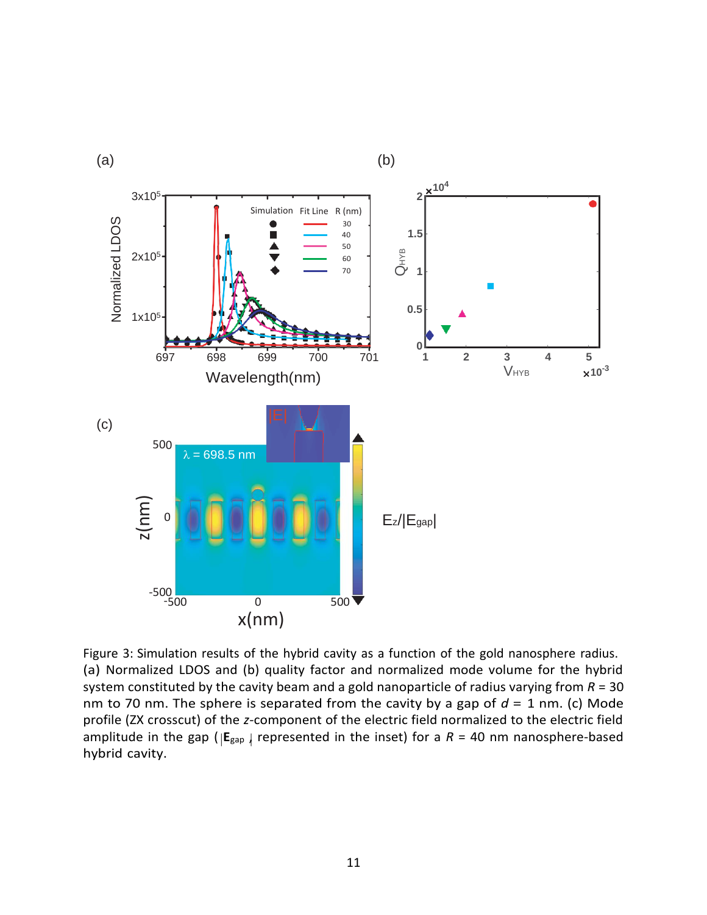Figure 3: Simulation results of the hybrid cavity as a function of the gold nanosphere radius. (a) Normalized LDOS and (b) quality factor and normalized mode volume for the hybrid system constituted by the cavity beam and a gold nanoparticle of radius varying from $R$ = 30 nm to 70 nm. The sphere is separated from the cavity by a gap of $d$ = 1 nm. (c) Mode profile (ZX crosscut) of the $z$-component of the electric field normalized to the electric field amplitude in the gap ($|\mathbf{E}_{gap}|$ represented in the inset) for a $R$ = 40 nm nanosphere-based hybrid cavity.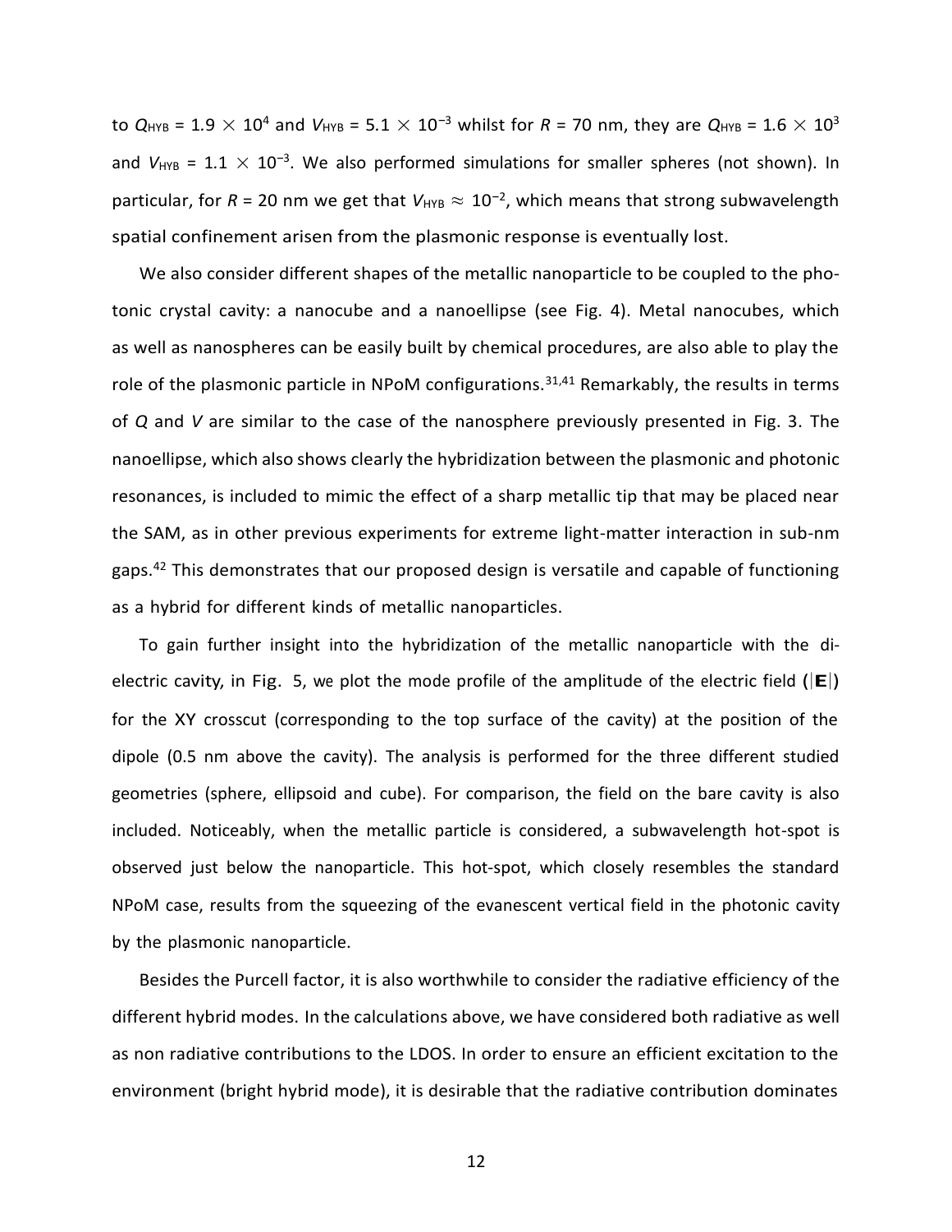to $Q_{HYB}$ = 1.9 $\times$ $10^4$ and $V_{HYB}$ = 5.1 $\times$ $10^{-3}$ whilst for $R$ = 70 nm, they are $Q_{HYB}$ = 1.6 $\times$ $10^3$ and $V_{HYB}$ = 1.1 $\times$ $10^{-3}$. We also performed simulations for smaller spheres (not shown). In particular, for $R$ = 20 nm we get that $V_{HYB} \approx 10^{-2}$, which means that strong subwavelength spatial confinement arisen from the plasmonic response is eventually lost.

We also consider different shapes of the metallic nanoparticle to be coupled to the photonic crystal cavity: a nanocube and a nanoellipse (see Fig. 4). Metal nanocubes, which as well as nanospheres can be easily built by chemical procedures, are also able to play the role of the plasmonic particle in NPoM configurations.[31,41] Remarkably, the results in terms of $Q$ and $V$ are similar to the case of the nanosphere previously presented in Fig. 3. The nanoellipse, which also shows clearly the hybridization between the plasmonic and photonic resonances, is included to mimic the effect of a sharp metallic tip that may be placed near the SAM, as in other previous experiments for extreme light-matter interaction in sub-nm gaps.[42] This demonstrates that our proposed design is versatile and capable of functioning as a hybrid for different kinds of metallic nanoparticles.

To gain further insight into the hybridization of the metallic nanoparticle with the dielectric cavity, in Fig. 5, we plot the mode profile of the amplitude of the electric field ($|\mathbf{E}|$) for the XY crosscut (corresponding to the top surface of the cavity) at the position of the dipole (0.5 nm above the cavity). The analysis is performed for the three different studied geometries (sphere, ellipsoid and cube). For comparison, the field on the bare cavity is also included. Noticeably, when the metallic particle is considered, a subwavelength hot-spot is observed just below the nanoparticle. This hot-spot, which closely resembles the standard NPoM case, results from the squeezing of the evanescent vertical field in the photonic cavity by the plasmonic nanoparticle.

Besides the Purcell factor, it is also worthwhile to consider the radiative efficiency of the different hybrid modes. In the calculations above, we have considered both radiative as well as non radiative contributions to the LDOS. In order to ensure an efficient excitation to the environment (bright hybrid mode), it is desirable that the radiative contribution dominates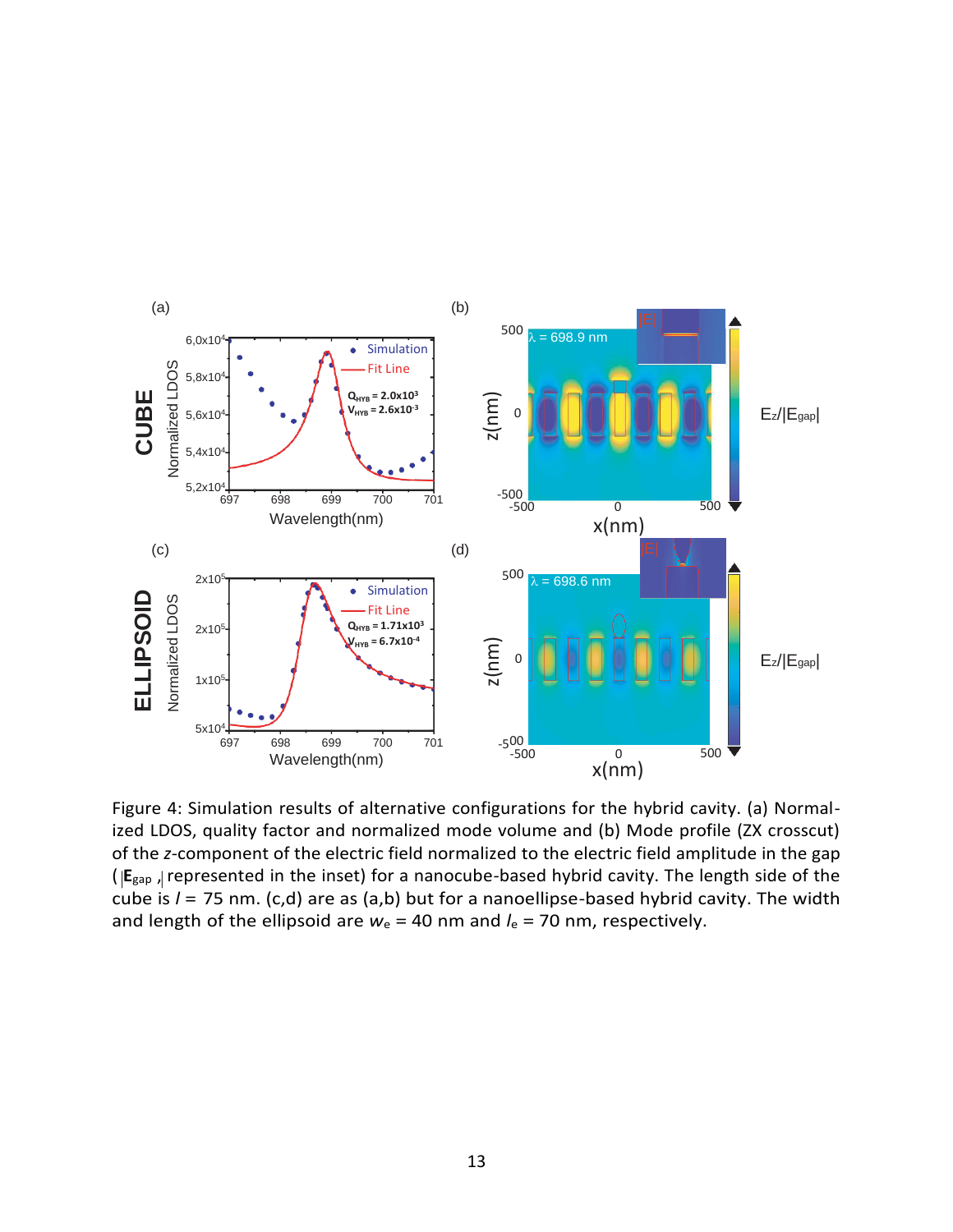Figure 4: Simulation results of alternative configurations for the hybrid cavity. (a) Normalized LDOS, quality factor and normalized mode volume and (b) Mode profile (ZX crosscut) of the $z$-component of the electric field normalized to the electric field amplitude in the gap ($|\mathbf{E}_{gap}|$ represented in the inset) for a nanocube-based hybrid cavity. The length side of the cube is $l$ = 75 nm. (c,d) are as (a,b) but for a nanoellipse-based hybrid cavity. The width and length of the ellipsoid are $w_e$ = 40 nm and $l_e$ = 70 nm, respectively.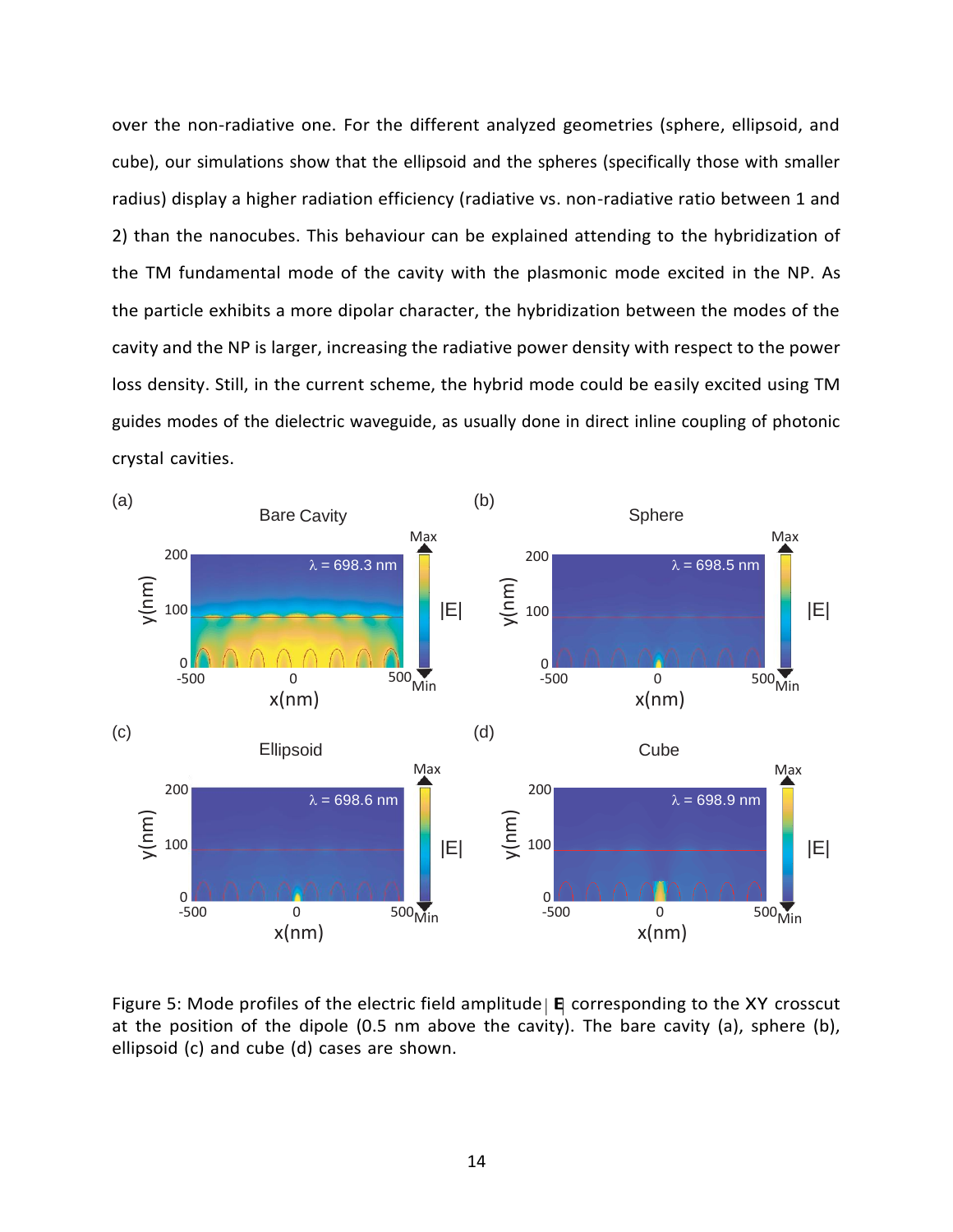over the non-radiative one. For the different analyzed geometries (sphere, ellipsoid, and cube), our simulations show that the ellipsoid and the spheres (specifically those with smaller radius) display a higher radiation efficiency (radiative vs. non-radiative ratio between 1 and 2) than the nanocubes. This behaviour can be explained attending to the hybridization of the TM fundamental mode of the cavity with the plasmonic mode excited in the NP. As the particle exhibits a more dipolar character, the hybridization between the modes of the cavity and the NP is larger, increasing the radiative power density with respect to the power loss density. Still, in the current scheme, the hybrid mode could be easily excited using TM guides modes of the dielectric waveguide, as usually done in direct inline coupling of photonic crystal cavities.

Figure 5: Mode profiles of the electric field amplitude $|\mathbf{E}|$ corresponding to the XY crosscut at the position of the dipole (0.5 nm above the cavity). The bare cavity (a), sphere (b), ellipsoid (c) and cube (d) cases are shown.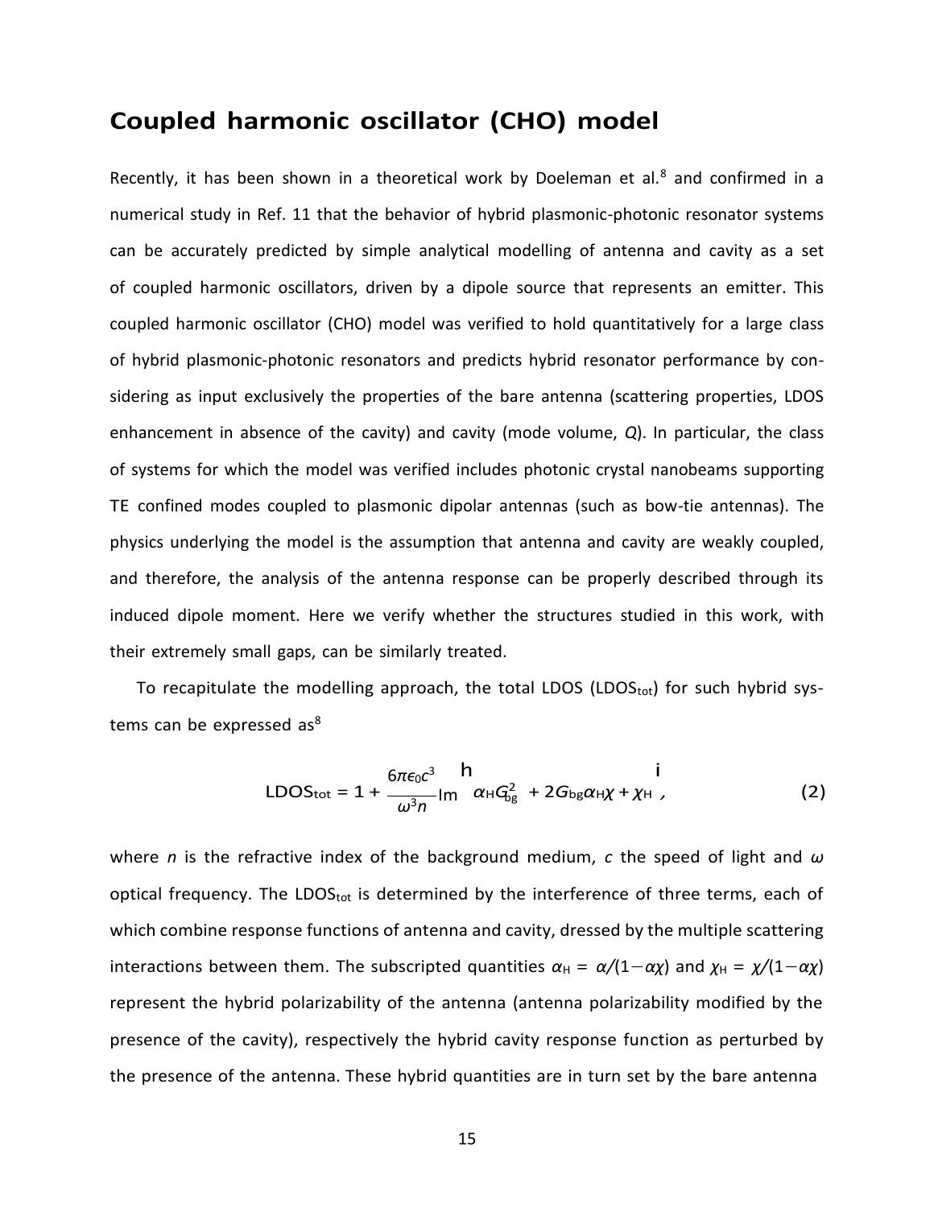## Coupled harmonic oscillator (CHO) model

Recently, it has been shown in a theoretical work by Doeleman et al.[8] and confirmed in a numerical study in Ref. 11 that the behavior of hybrid plasmonic-photonic resonator systems can be accurately predicted by simple analytical modelling of antenna and cavity as a set of coupled harmonic oscillators, driven by a dipole source that represents an emitter. This coupled harmonic oscillator (CHO) model was verified to hold quantitatively for a large class of hybrid plasmonic-photonic resonators and predicts hybrid resonator performance by considering as input exclusively the properties of the bare antenna (scattering properties, LDOS enhancement in absence of the cavity) and cavity (mode volume, *Q*). In particular, the class of systems for which the model was verified includes photonic crystal nanobeams supporting TE confined modes coupled to plasmonic dipolar antennas (such as bow-tie antennas). The physics underlying the model is the assumption that antenna and cavity are weakly coupled, and therefore, the analysis of the antenna response can be properly described through its induced dipole moment. Here we verify whether the structures studied in this work, with their extremely small gaps, can be similarly treated.

To recapitulate the modelling approach, the total LDOS ($\text{LDOS}_{\text{tot}}$) for such hybrid systems can be expressed as[8]

$$\text{LDOS}_{\text{tot}} = 1 + \frac{6\pi\epsilon_0 c^3}{\omega^3 n}\text{Im}\left[\alpha_{\text{H}} G_{\text{bg}}^2 + 2G_{\text{bg}}\alpha_{\text{H}}\chi + \chi_{\text{H}}\right], \tag{2}$$

where *n* is the refractive index of the background medium, *c* the speed of light and $\omega$ optical frequency. The $\text{LDOS}_{\text{tot}}$ is determined by the interference of three terms, each of which combine response functions of antenna and cavity, dressed by the multiple scattering interactions between them. The subscripted quantities $\alpha_{\text{H}} = \alpha/(1-\alpha\chi)$ and $\chi_{\text{H}} = \chi/(1-\alpha\chi)$ represent the hybrid polarizability of the antenna (antenna polarizability modified by the presence of the cavity), respectively the hybrid cavity response function as perturbed by the presence of the antenna. These hybrid quantities are in turn set by the bare antenna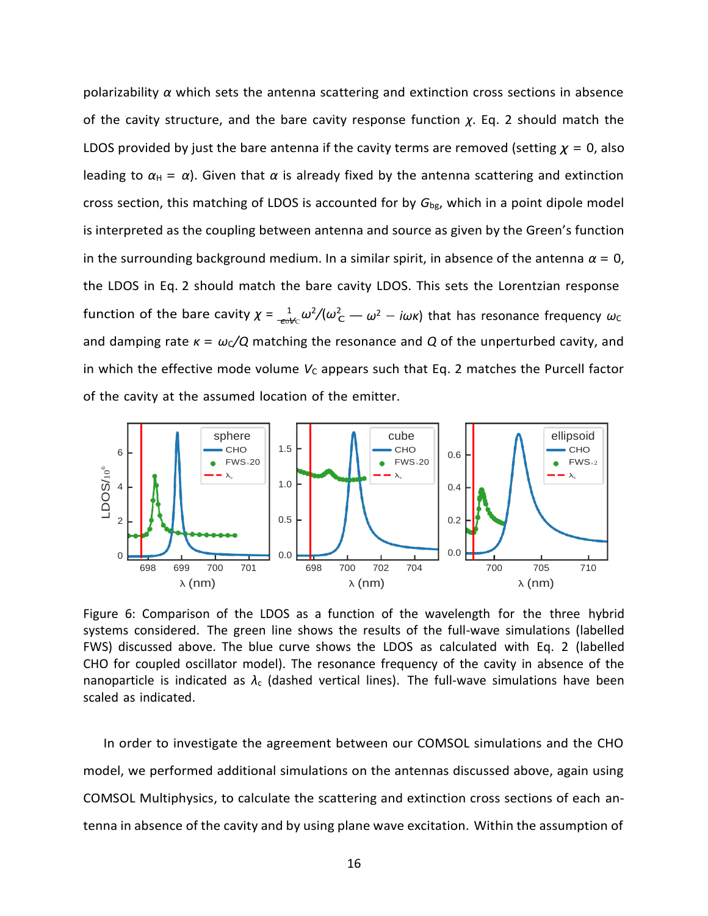polarizability $\alpha$ which sets the antenna scattering and extinction cross sections in absence of the cavity structure, and the bare cavity response function $\chi$. Eq. 2 should match the LDOS provided by just the bare antenna if the cavity terms are removed (setting $\chi = 0$, also leading to $\alpha_H = \alpha$). Given that $\alpha$ is already fixed by the antenna scattering and extinction cross section, this matching of LDOS is accounted for by $G_{bg}$, which in a point dipole model is interpreted as the coupling between antenna and source as given by the Green's function in the surrounding background medium. In a similar spirit, in absence of the antenna $\alpha = 0$, the LDOS in Eq. 2 should match the bare cavity LDOS. This sets the Lorentzian response function of the bare cavity $\chi = \frac{1}{\epsilon_0 V_C} \omega^2/(\omega_C^2 - \omega^2 - i\omega\kappa)$ that has resonance frequency $\omega_C$ and damping rate $\kappa = \omega_C/Q$ matching the resonance and $Q$ of the unperturbed cavity, and in which the effective mode volume $V_C$ appears such that Eq. 2 matches the Purcell factor of the cavity at the assumed location of the emitter.

Figure 6: Comparison of the LDOS as a function of the wavelength for the three hybrid systems considered. The green line shows the results of the full-wave simulations (labelled FWS) discussed above. The blue curve shows the LDOS as calculated with Eq. 2 (labelled CHO for coupled oscillator model). The resonance frequency of the cavity in absence of the nanoparticle is indicated as $\lambda_c$ (dashed vertical lines). The full-wave simulations have been scaled as indicated.

In order to investigate the agreement between our COMSOL simulations and the CHO model, we performed additional simulations on the antennas discussed above, again using COMSOL Multiphysics, to calculate the scattering and extinction cross sections of each antenna in absence of the cavity and by using plane wave excitation. Within the assumption of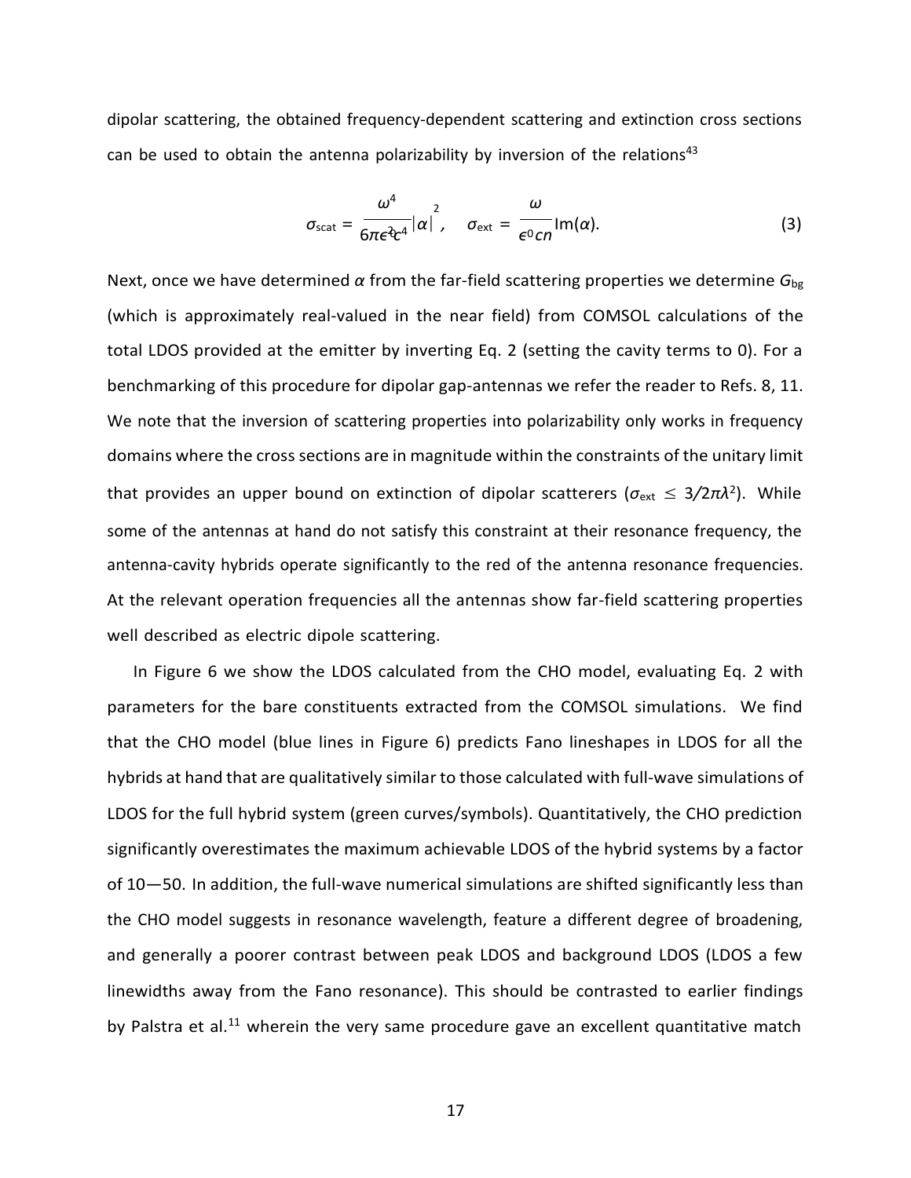dipolar scattering, the obtained frequency-dependent scattering and extinction cross sections can be used to obtain the antenna polarizability by inversion of the relations[43]

$$\sigma_{\mathrm{scat}} = \frac{\omega^4}{6\pi\epsilon_0^2 c^4}|\alpha|^2, \quad \sigma_{\mathrm{ext}} = \frac{\omega}{\epsilon_0 c n}\mathrm{Im}(\alpha). \tag{3}$$

Next, once we have determined $\alpha$ from the far-field scattering properties we determine $G_{\mathrm{bg}}$ (which is approximately real-valued in the near field) from COMSOL calculations of the total LDOS provided at the emitter by inverting Eq. 2 (setting the cavity terms to 0). For a benchmarking of this procedure for dipolar gap-antennas we refer the reader to Refs. 8, 11. We note that the inversion of scattering properties into polarizability only works in frequency domains where the cross sections are in magnitude within the constraints of the unitary limit that provides an upper bound on extinction of dipolar scatterers ($\sigma_{\mathrm{ext}} \leq 3/2\pi\lambda^2$). While some of the antennas at hand do not satisfy this constraint at their resonance frequency, the antenna-cavity hybrids operate significantly to the red of the antenna resonance frequencies. At the relevant operation frequencies all the antennas show far-field scattering properties well described as electric dipole scattering.

In Figure 6 we show the LDOS calculated from the CHO model, evaluating Eq. 2 with parameters for the bare constituents extracted from the COMSOL simulations. We find that the CHO model (blue lines in Figure 6) predicts Fano lineshapes in LDOS for all the hybrids at hand that are qualitatively similar to those calculated with full-wave simulations of LDOS for the full hybrid system (green curves/symbols). Quantitatively, the CHO prediction significantly overestimates the maximum achievable LDOS of the hybrid systems by a factor of 10—50. In addition, the full-wave numerical simulations are shifted significantly less than the CHO model suggests in resonance wavelength, feature a different degree of broadening, and generally a poorer contrast between peak LDOS and background LDOS (LDOS a few linewidths away from the Fano resonance). This should be contrasted to earlier findings by Palstra et al.[11] wherein the very same procedure gave an excellent quantitative match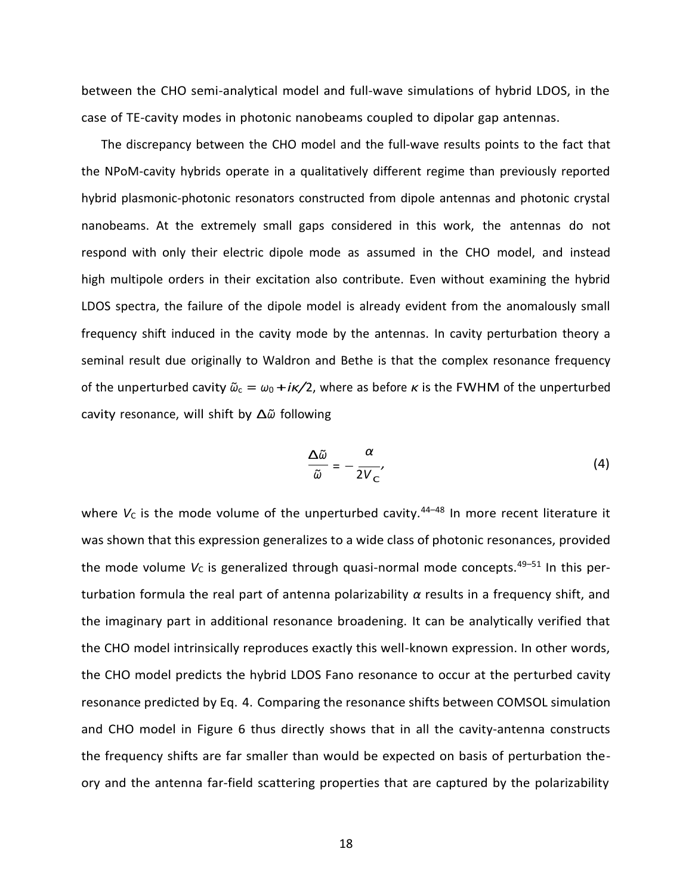between the CHO semi-analytical model and full-wave simulations of hybrid LDOS, in the case of TE-cavity modes in photonic nanobeams coupled to dipolar gap antennas.

The discrepancy between the CHO model and the full-wave results points to the fact that the NPoM-cavity hybrids operate in a qualitatively different regime than previously reported hybrid plasmonic-photonic resonators constructed from dipole antennas and photonic crystal nanobeams. At the extremely small gaps considered in this work, the antennas do not respond with only their electric dipole mode as assumed in the CHO model, and instead high multipole orders in their excitation also contribute. Even without examining the hybrid LDOS spectra, the failure of the dipole model is already evident from the anomalously small frequency shift induced in the cavity mode by the antennas. In cavity perturbation theory a seminal result due originally to Waldron and Bethe is that the complex resonance frequency of the unperturbed cavity $\tilde{\omega}_c = \omega_0 + i\kappa/2$, where as before $\kappa$ is the FWHM of the unperturbed cavity resonance, will shift by $\Delta\tilde{\omega}$ following

$$\frac{\Delta\tilde{\omega}}{\tilde{\omega}} = -\frac{\alpha}{2V_C}, \tag{4}$$

where $V_C$ is the mode volume of the unperturbed cavity.[44–48] In more recent literature it was shown that this expression generalizes to a wide class of photonic resonances, provided the mode volume $V_C$ is generalized through quasi-normal mode concepts.[49–51] In this perturbation formula the real part of antenna polarizability $\alpha$ results in a frequency shift, and the imaginary part in additional resonance broadening. It can be analytically verified that the CHO model intrinsically reproduces exactly this well-known expression. In other words, the CHO model predicts the hybrid LDOS Fano resonance to occur at the perturbed cavity resonance predicted by Eq. 4. Comparing the resonance shifts between COMSOL simulation and CHO model in Figure 6 thus directly shows that in all the cavity-antenna constructs the frequency shifts are far smaller than would be expected on basis of perturbation theory and the antenna far-field scattering properties that are captured by the polarizability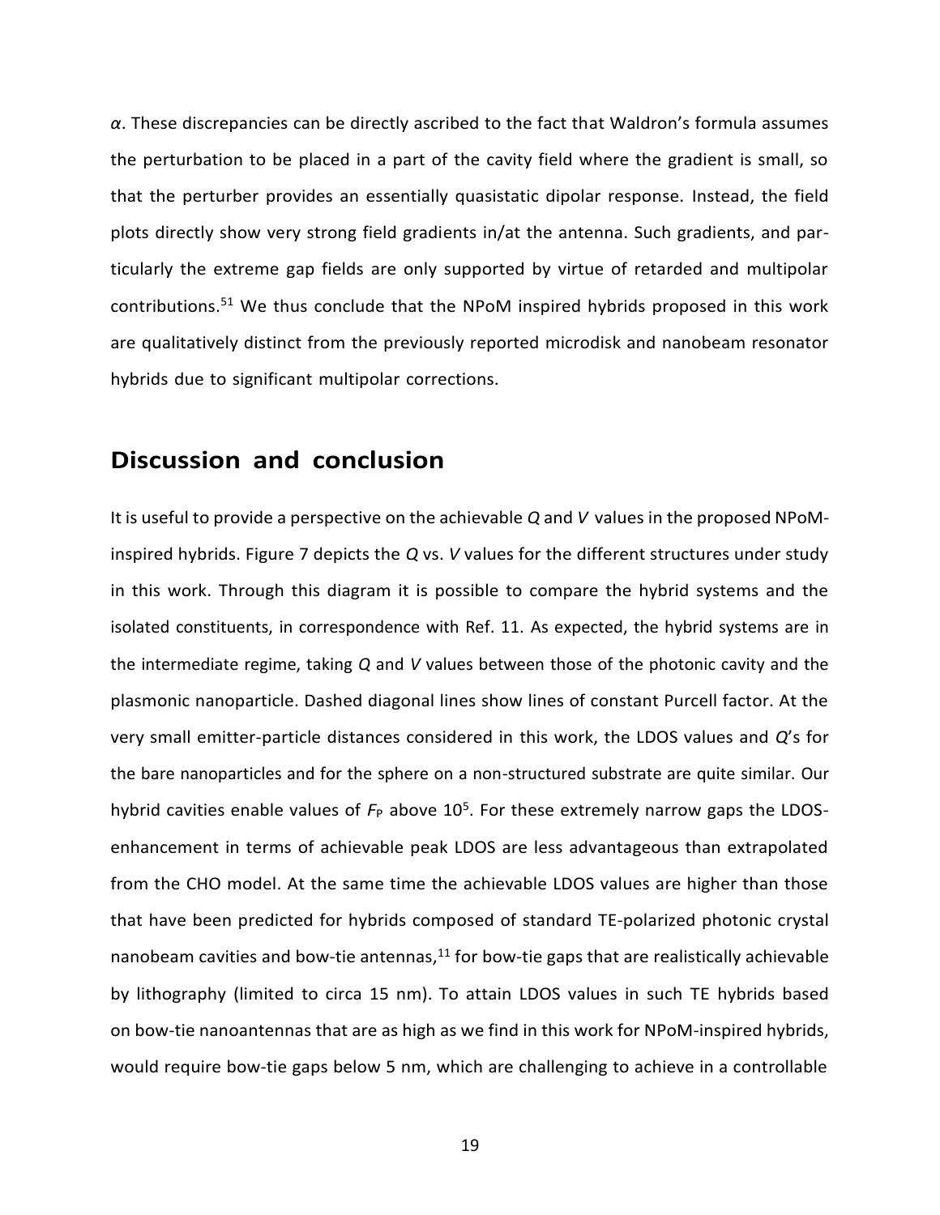$\alpha$. These discrepancies can be directly ascribed to the fact that Waldron's formula assumes the perturbation to be placed in a part of the cavity field where the gradient is small, so that the perturber provides an essentially quasistatic dipolar response. Instead, the field plots directly show very strong field gradients in/at the antenna. Such gradients, and particularly the extreme gap fields are only supported by virtue of retarded and multipolar contributions.[51] We thus conclude that the NPoM inspired hybrids proposed in this work are qualitatively distinct from the previously reported microdisk and nanobeam resonator hybrids due to significant multipolar corrections.

## Discussion and conclusion

It is useful to provide a perspective on the achievable $Q$ and $V$ values in the proposed NPoM-inspired hybrids. Figure 7 depicts the $Q$ vs. $V$ values for the different structures under study in this work. Through this diagram it is possible to compare the hybrid systems and the isolated constituents, in correspondence with Ref. 11. As expected, the hybrid systems are in the intermediate regime, taking $Q$ and $V$ values between those of the photonic cavity and the plasmonic nanoparticle. Dashed diagonal lines show lines of constant Purcell factor. At the very small emitter-particle distances considered in this work, the LDOS values and $Q$'s for the bare nanoparticles and for the sphere on a non-structured substrate are quite similar. Our hybrid cavities enable values of $F_P$ above $10^5$. For these extremely narrow gaps the LDOS-enhancement in terms of achievable peak LDOS are less advantageous than extrapolated from the CHO model. At the same time the achievable LDOS values are higher than those that have been predicted for hybrids composed of standard TE-polarized photonic crystal nanobeam cavities and bow-tie antennas,[11] for bow-tie gaps that are realistically achievable by lithography (limited to circa 15 nm). To attain LDOS values in such TE hybrids based on bow-tie nanoantennas that are as high as we find in this work for NPoM-inspired hybrids, would require bow-tie gaps below 5 nm, which are challenging to achieve in a controllable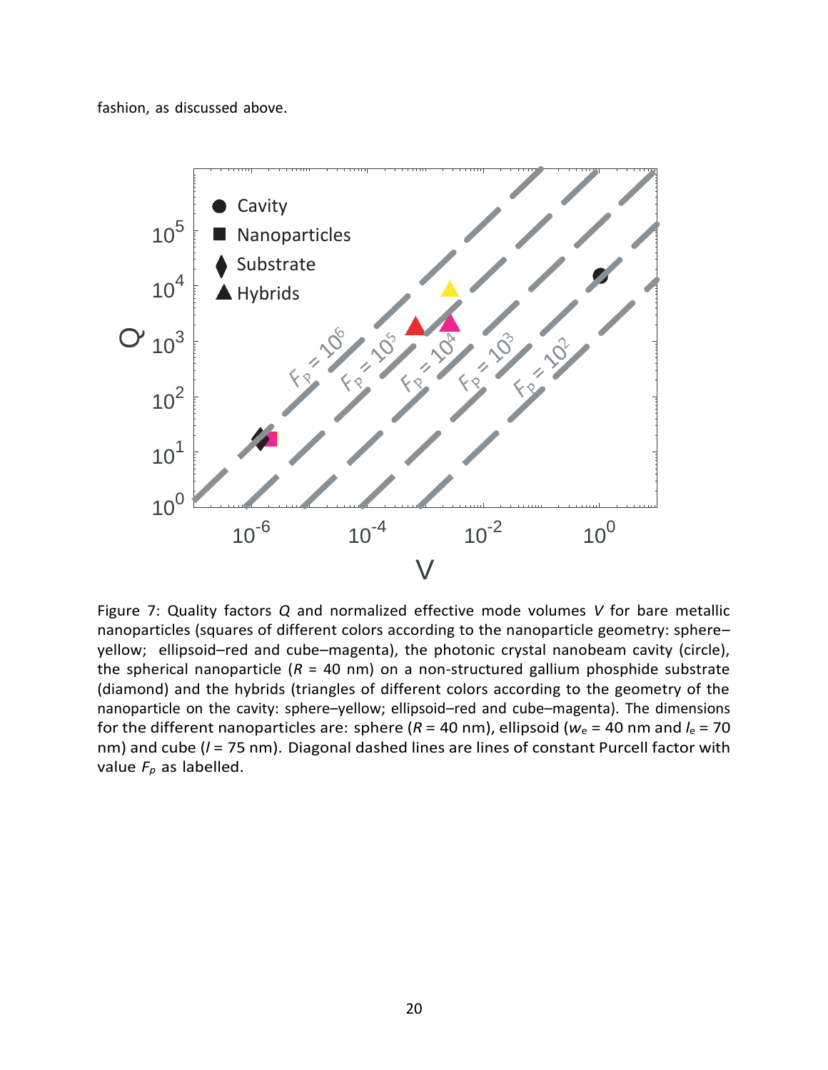fashion, as discussed above.

Figure 7: Quality factors $Q$ and normalized effective mode volumes $V$ for bare metallic nanoparticles (squares of different colors according to the nanoparticle geometry: sphere–yellow; ellipsoid–red and cube–magenta), the photonic crystal nanobeam cavity (circle), the spherical nanoparticle ($R$ = 40 nm) on a non-structured gallium phosphide substrate (diamond) and the hybrids (triangles of different colors according to the geometry of the nanoparticle on the cavity: sphere–yellow; ellipsoid–red and cube–magenta). The dimensions for the different nanoparticles are: sphere ($R$ = 40 nm), ellipsoid ($w_e$ = 40 nm and $l_e$ = 70 nm) and cube ($l$ = 75 nm). Diagonal dashed lines are lines of constant Purcell factor with value $F_p$ as labelled.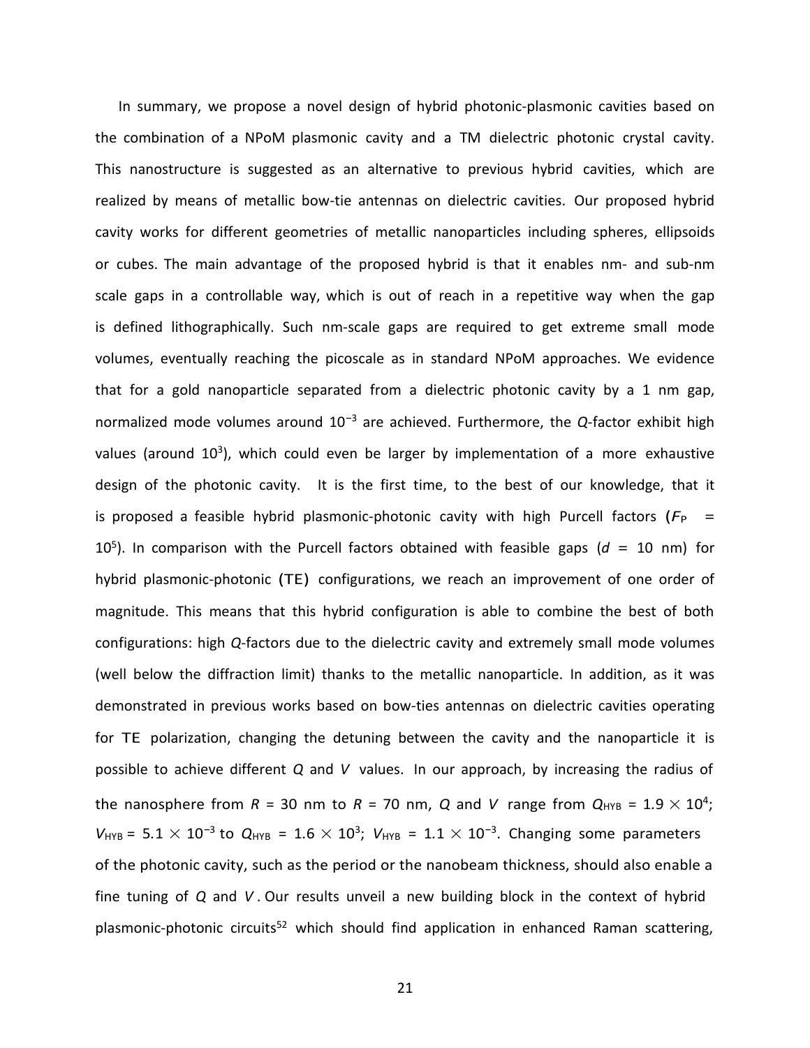In summary, we propose a novel design of hybrid photonic-plasmonic cavities based on the combination of a NPoM plasmonic cavity and a TM dielectric photonic crystal cavity. This nanostructure is suggested as an alternative to previous hybrid cavities, which are realized by means of metallic bow-tie antennas on dielectric cavities. Our proposed hybrid cavity works for different geometries of metallic nanoparticles including spheres, ellipsoids or cubes. The main advantage of the proposed hybrid is that it enables nm- and sub-nm scale gaps in a controllable way, which is out of reach in a repetitive way when the gap is defined lithographically. Such nm-scale gaps are required to get extreme small mode volumes, eventually reaching the picoscale as in standard NPoM approaches. We evidence that for a gold nanoparticle separated from a dielectric photonic cavity by a 1 nm gap, normalized mode volumes around $10^{-3}$ are achieved. Furthermore, the *Q*-factor exhibit high values (around $10^{3}$), which could even be larger by implementation of a more exhaustive design of the photonic cavity. It is the first time, to the best of our knowledge, that it is proposed a feasible hybrid plasmonic-photonic cavity with high Purcell factors ($F_P$ = $10^{5}$). In comparison with the Purcell factors obtained with feasible gaps ($d$ = 10 nm) for hybrid plasmonic-photonic (TE) configurations, we reach an improvement of one order of magnitude. This means that this hybrid configuration is able to combine the best of both configurations: high *Q*-factors due to the dielectric cavity and extremely small mode volumes (well below the diffraction limit) thanks to the metallic nanoparticle. In addition, as it was demonstrated in previous works based on bow-ties antennas on dielectric cavities operating for TE polarization, changing the detuning between the cavity and the nanoparticle it is possible to achieve different *Q* and *V* values. In our approach, by increasing the radius of the nanosphere from $R$ = 30 nm to $R$ = 70 nm, *Q* and *V* range from $Q_{HYB} = 1.9 \times 10^{4}$; $V_{HYB} = 5.1 \times 10^{-3}$ to $Q_{HYB} = 1.6 \times 10^{3}$; $V_{HYB} = 1.1 \times 10^{-3}$. Changing some parameters of the photonic cavity, such as the period or the nanobeam thickness, should also enable a fine tuning of *Q* and *V*. Our results unveil a new building block in the context of hybrid plasmonic-photonic circuits[52] which should find application in enhanced Raman scattering,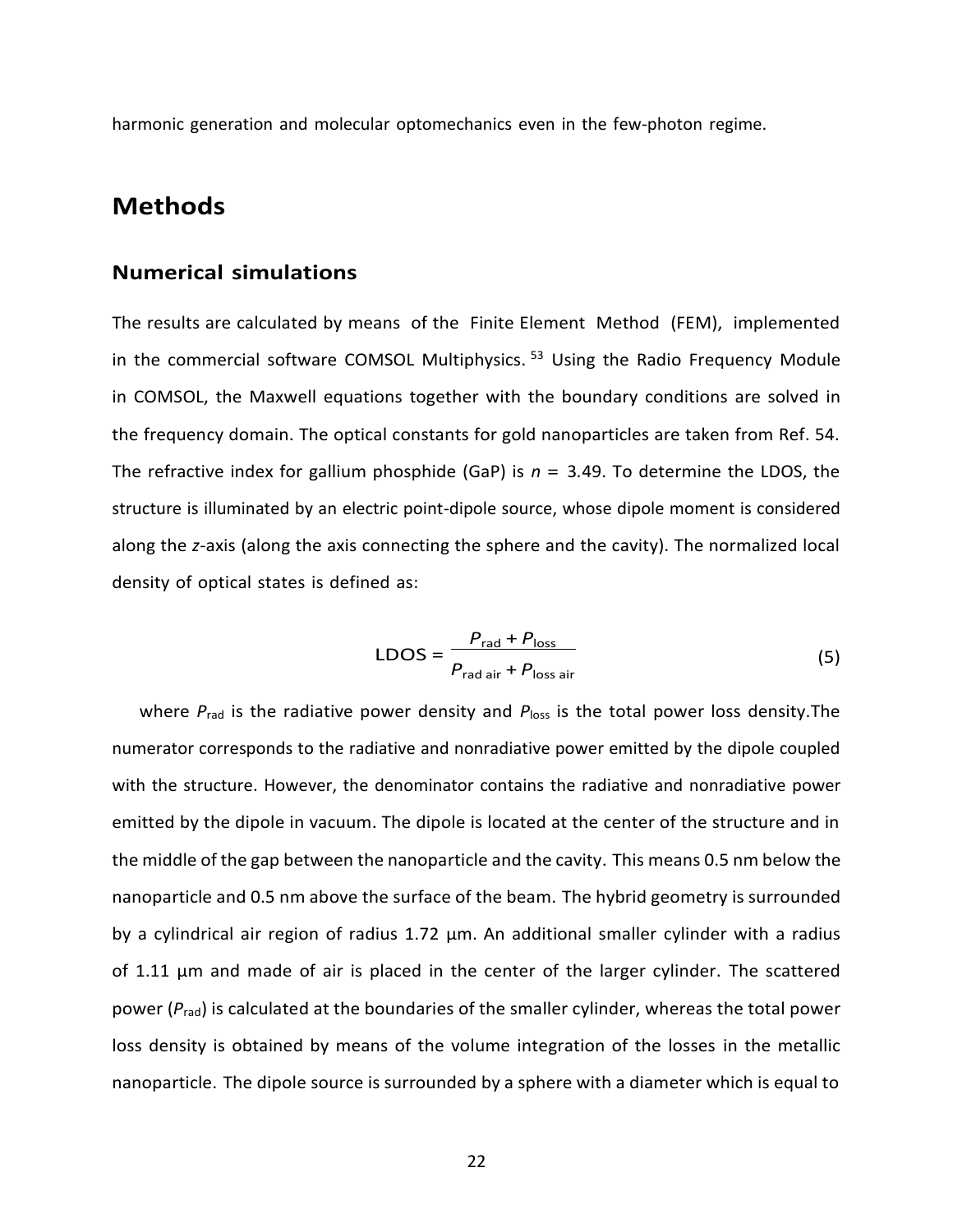harmonic generation and molecular optomechanics even in the few-photon regime.

## Methods

### Numerical simulations

The results are calculated by means of the Finite Element Method (FEM), implemented in the commercial software COMSOL Multiphysics.[53] Using the Radio Frequency Module in COMSOL, the Maxwell equations together with the boundary conditions are solved in the frequency domain. The optical constants for gold nanoparticles are taken from Ref. 54. The refractive index for gallium phosphide (GaP) is $n = 3.49$. To determine the LDOS, the structure is illuminated by an electric point-dipole source, whose dipole moment is considered along the *z*-axis (along the axis connecting the sphere and the cavity). The normalized local density of optical states is defined as:

$$\mathrm{LDOS} = \frac{P_{\mathrm{rad}} + P_{\mathrm{loss}}}{P_{\mathrm{rad\ air}} + P_{\mathrm{loss\ air}}} \tag{5}$$

where $P_{\mathrm{rad}}$ is the radiative power density and $P_{\mathrm{loss}}$ is the total power loss density.The numerator corresponds to the radiative and nonradiative power emitted by the dipole coupled with the structure. However, the denominator contains the radiative and nonradiative power emitted by the dipole in vacuum. The dipole is located at the center of the structure and in the middle of the gap between the nanoparticle and the cavity. This means 0.5 nm below the nanoparticle and 0.5 nm above the surface of the beam. The hybrid geometry is surrounded by a cylindrical air region of radius 1.72 µm. An additional smaller cylinder with a radius of 1.11 µm and made of air is placed in the center of the larger cylinder. The scattered power ($P_{\mathrm{rad}}$) is calculated at the boundaries of the smaller cylinder, whereas the total power loss density is obtained by means of the volume integration of the losses in the metallic nanoparticle. The dipole source is surrounded by a sphere with a diameter which is equal to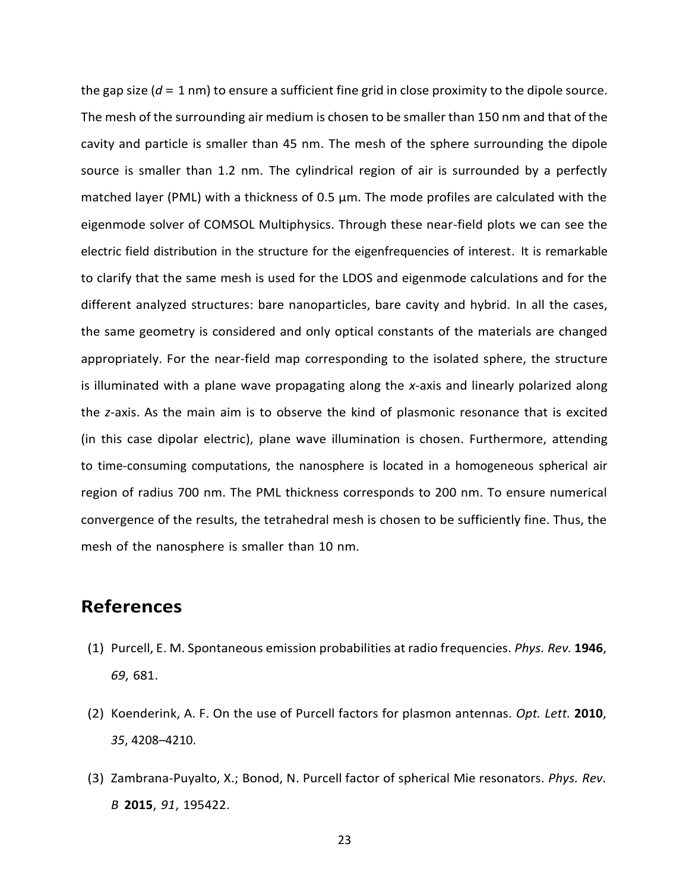the gap size ($d$ = 1 nm) to ensure a sufficient fine grid in close proximity to the dipole source. The mesh of the surrounding air medium is chosen to be smaller than 150 nm and that of the cavity and particle is smaller than 45 nm. The mesh of the sphere surrounding the dipole source is smaller than 1.2 nm. The cylindrical region of air is surrounded by a perfectly matched layer (PML) with a thickness of 0.5 µm. The mode profiles are calculated with the eigenmode solver of COMSOL Multiphysics. Through these near-field plots we can see the electric field distribution in the structure for the eigenfrequencies of interest. It is remarkable to clarify that the same mesh is used for the LDOS and eigenmode calculations and for the different analyzed structures: bare nanoparticles, bare cavity and hybrid. In all the cases, the same geometry is considered and only optical constants of the materials are changed appropriately. For the near-field map corresponding to the isolated sphere, the structure is illuminated with a plane wave propagating along the $x$-axis and linearly polarized along the $z$-axis. As the main aim is to observe the kind of plasmonic resonance that is excited (in this case dipolar electric), plane wave illumination is chosen. Furthermore, attending to time-consuming computations, the nanosphere is located in a homogeneous spherical air region of radius 700 nm. The PML thickness corresponds to 200 nm. To ensure numerical convergence of the results, the tetrahedral mesh is chosen to be sufficiently fine. Thus, the mesh of the nanosphere is smaller than 10 nm.

## References

(1) Purcell, E. M. Spontaneous emission probabilities at radio frequencies. *Phys. Rev.* **1946**, *69*, 681.

(2) Koenderink, A. F. On the use of Purcell factors for plasmon antennas. *Opt. Lett.* **2010**, *35*, 4208–4210.

(3) Zambrana-Puyalto, X.; Bonod, N. Purcell factor of spherical Mie resonators. *Phys. Rev. B* **2015**, *91*, 195422.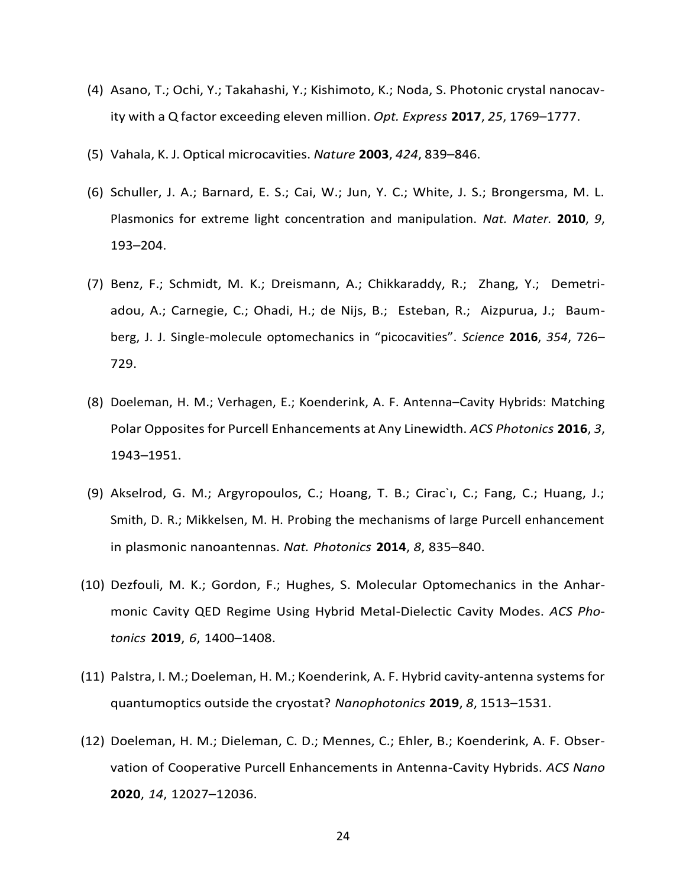(4) Asano, T.; Ochi, Y.; Takahashi, Y.; Kishimoto, K.; Noda, S. Photonic crystal nanocavity with a Q factor exceeding eleven million. *Opt. Express* **2017**, *25*, 1769–1777.

(5) Vahala, K. J. Optical microcavities. *Nature* **2003**, *424*, 839–846.

(6) Schuller, J. A.; Barnard, E. S.; Cai, W.; Jun, Y. C.; White, J. S.; Brongersma, M. L. Plasmonics for extreme light concentration and manipulation. *Nat. Mater.* **2010**, *9*, 193–204.

(7) Benz, F.; Schmidt, M. K.; Dreismann, A.; Chikkaraddy, R.; Zhang, Y.; Demetriadou, A.; Carnegie, C.; Ohadi, H.; de Nijs, B.; Esteban, R.; Aizpurua, J.; Baumberg, J. J. Single-molecule optomechanics in “picocavities”. *Science* **2016**, *354*, 726–729.

(8) Doeleman, H. M.; Verhagen, E.; Koenderink, A. F. Antenna–Cavity Hybrids: Matching Polar Opposites for Purcell Enhancements at Any Linewidth. *ACS Photonics* **2016**, *3*, 1943–1951.

(9) Akselrod, G. M.; Argyropoulos, C.; Hoang, T. B.; Cirac`ı, C.; Fang, C.; Huang, J.; Smith, D. R.; Mikkelsen, M. H. Probing the mechanisms of large Purcell enhancement in plasmonic nanoantennas. *Nat. Photonics* **2014**, *8*, 835–840.

(10) Dezfouli, M. K.; Gordon, F.; Hughes, S. Molecular Optomechanics in the Anharmonic Cavity QED Regime Using Hybrid Metal-Dielectic Cavity Modes. *ACS Photonics* **2019**, *6*, 1400–1408.

(11) Palstra, I. M.; Doeleman, H. M.; Koenderink, A. F. Hybrid cavity-antenna systems for quantumoptics outside the cryostat? *Nanophotonics* **2019**, *8*, 1513–1531.

(12) Doeleman, H. M.; Dieleman, C. D.; Mennes, C.; Ehler, B.; Koenderink, A. F. Observation of Cooperative Purcell Enhancements in Antenna-Cavity Hybrids. *ACS Nano* **2020**, *14*, 12027–12036.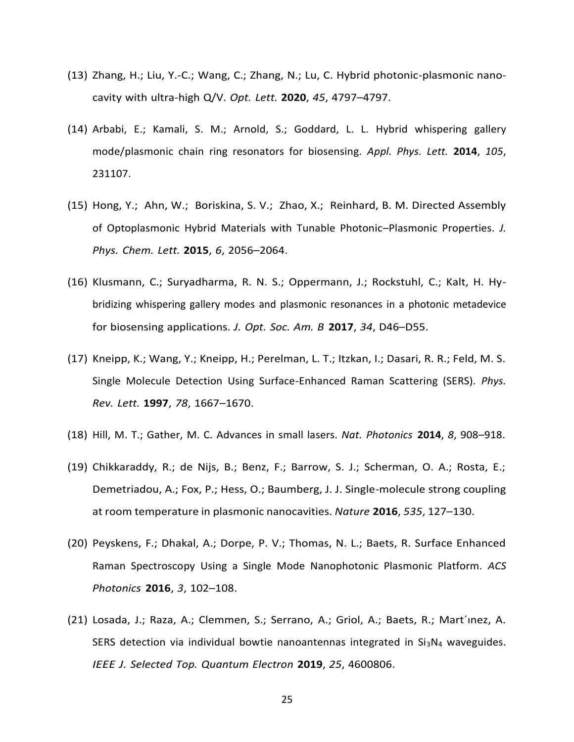(13) Zhang, H.; Liu, Y.-C.; Wang, C.; Zhang, N.; Lu, C. Hybrid photonic-plasmonic nano-cavity with ultra-high Q/V. *Opt. Lett.* **2020**, *45*, 4797–4797.

(14) Arbabi, E.; Kamali, S. M.; Arnold, S.; Goddard, L. L. Hybrid whispering gallery mode/plasmonic chain ring resonators for biosensing. *Appl. Phys. Lett.* **2014**, *105*, 231107.

(15) Hong, Y.; Ahn, W.; Boriskina, S. V.; Zhao, X.; Reinhard, B. M. Directed Assembly of Optoplasmonic Hybrid Materials with Tunable Photonic–Plasmonic Properties. *J. Phys. Chem. Lett.* **2015**, *6*, 2056–2064.

(16) Klusmann, C.; Suryadharma, R. N. S.; Oppermann, J.; Rockstuhl, C.; Kalt, H. Hybridizing whispering gallery modes and plasmonic resonances in a photonic metadevice for biosensing applications. *J. Opt. Soc. Am. B* **2017**, *34*, D46–D55.

(17) Kneipp, K.; Wang, Y.; Kneipp, H.; Perelman, L. T.; Itzkan, I.; Dasari, R. R.; Feld, M. S. Single Molecule Detection Using Surface-Enhanced Raman Scattering (SERS). *Phys. Rev. Lett.* **1997**, *78*, 1667–1670.

(18) Hill, M. T.; Gather, M. C. Advances in small lasers. *Nat. Photonics* **2014**, *8*, 908–918.

(19) Chikkaraddy, R.; de Nijs, B.; Benz, F.; Barrow, S. J.; Scherman, O. A.; Rosta, E.; Demetriadou, A.; Fox, P.; Hess, O.; Baumberg, J. J. Single-molecule strong coupling at room temperature in plasmonic nanocavities. *Nature* **2016**, *535*, 127–130.

(20) Peyskens, F.; Dhakal, A.; Dorpe, P. V.; Thomas, N. L.; Baets, R. Surface Enhanced Raman Spectroscopy Using a Single Mode Nanophotonic Plasmonic Platform. *ACS Photonics* **2016**, *3*, 102–108.

(21) Losada, J.; Raza, A.; Clemmen, S.; Serrano, A.; Griol, A.; Baets, R.; Mart´ınez, A. SERS detection via individual bowtie nanoantennas integrated in $Si_3N_4$ waveguides. *IEEE J. Selected Top. Quantum Electron* **2019**, *25*, 4600806.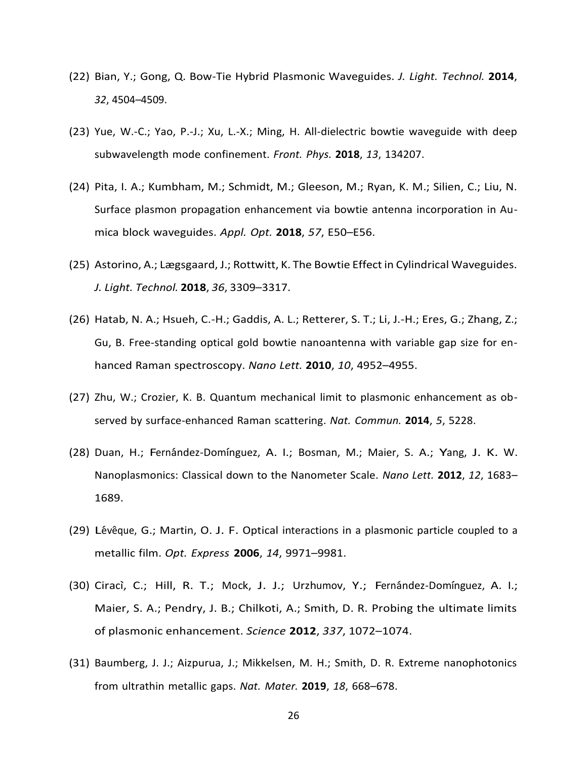(22) Bian, Y.; Gong, Q. Bow-Tie Hybrid Plasmonic Waveguides. *J. Light. Technol.* **2014**, *32*, 4504–4509.

(23) Yue, W.-C.; Yao, P.-J.; Xu, L.-X.; Ming, H. All-dielectric bowtie waveguide with deep subwavelength mode confinement. *Front. Phys.* **2018**, *13*, 134207.

(24) Pita, I. A.; Kumbham, M.; Schmidt, M.; Gleeson, M.; Ryan, K. M.; Silien, C.; Liu, N. Surface plasmon propagation enhancement via bowtie antenna incorporation in Au-mica block waveguides. *Appl. Opt.* **2018**, *57*, E50–E56.

(25) Astorino, A.; Lægsgaard, J.; Rottwitt, K. The Bowtie Effect in Cylindrical Waveguides. *J. Light. Technol.* **2018**, *36*, 3309–3317.

(26) Hatab, N. A.; Hsueh, C.-H.; Gaddis, A. L.; Retterer, S. T.; Li, J.-H.; Eres, G.; Zhang, Z.; Gu, B. Free-standing optical gold bowtie nanoantenna with variable gap size for enhanced Raman spectroscopy. *Nano Lett.* **2010**, *10*, 4952–4955.

(27) Zhu, W.; Crozier, K. B. Quantum mechanical limit to plasmonic enhancement as observed by surface-enhanced Raman scattering. *Nat. Commun.* **2014**, *5*, 5228.

(28) Duan, H.; Fernández-Domínguez, A. I.; Bosman, M.; Maier, S. A.; Yang, J. K. W. Nanoplasmonics: Classical down to the Nanometer Scale. *Nano Lett.* **2012**, *12*, 1683–1689.

(29) Lévêque, G.; Martin, O. J. F. Optical interactions in a plasmonic particle coupled to a metallic film. *Opt. Express* **2006**, *14*, 9971–9981.

(30) Ciracì, C.; Hill, R. T.; Mock, J. J.; Urzhumov, Y.; Fernández-Domínguez, A. I.; Maier, S. A.; Pendry, J. B.; Chilkoti, A.; Smith, D. R. Probing the ultimate limits of plasmonic enhancement. *Science* **2012**, *337*, 1072–1074.

(31) Baumberg, J. J.; Aizpurua, J.; Mikkelsen, M. H.; Smith, D. R. Extreme nanophotonics from ultrathin metallic gaps. *Nat. Mater.* **2019**, *18*, 668–678.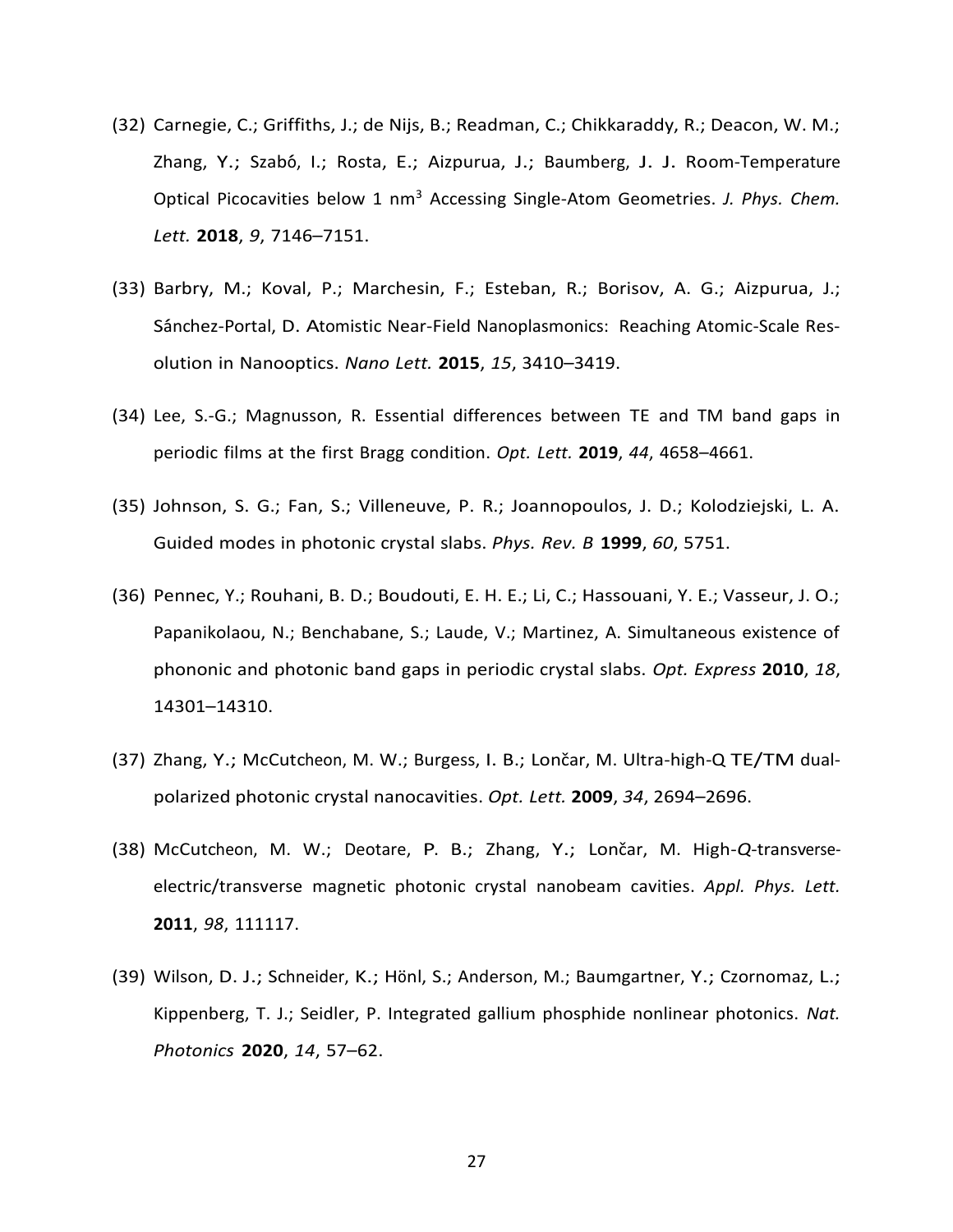(32) Carnegie, C.; Griffiths, J.; de Nijs, B.; Readman, C.; Chikkaraddy, R.; Deacon, W. M.; Zhang, Y.; Szabó, I.; Rosta, E.; Aizpurua, J.; Baumberg, J. J. Room-Temperature Optical Picocavities below 1 nm$^3$ Accessing Single-Atom Geometries. *J. Phys. Chem. Lett.* **2018**, *9*, 7146–7151.

(33) Barbry, M.; Koval, P.; Marchesin, F.; Esteban, R.; Borisov, A. G.; Aizpurua, J.; Sánchez-Portal, D. Atomistic Near-Field Nanoplasmonics: Reaching Atomic-Scale Resolution in Nanooptics. *Nano Lett.* **2015**, *15*, 3410–3419.

(34) Lee, S.-G.; Magnusson, R. Essential differences between TE and TM band gaps in periodic films at the first Bragg condition. *Opt. Lett.* **2019**, *44*, 4658–4661.

(35) Johnson, S. G.; Fan, S.; Villeneuve, P. R.; Joannopoulos, J. D.; Kolodziejski, L. A. Guided modes in photonic crystal slabs. *Phys. Rev. B* **1999**, *60*, 5751.

(36) Pennec, Y.; Rouhani, B. D.; Boudouti, E. H. E.; Li, C.; Hassouani, Y. E.; Vasseur, J. O.; Papanikolaou, N.; Benchabane, S.; Laude, V.; Martinez, A. Simultaneous existence of phononic and photonic band gaps in periodic crystal slabs. *Opt. Express* **2010**, *18*, 14301–14310.

(37) Zhang, Y.; McCutcheon, M. W.; Burgess, I. B.; Lončar, M. Ultra-high-Q TE/TM dual-polarized photonic crystal nanocavities. *Opt. Lett.* **2009**, *34*, 2694–2696.

(38) McCutcheon, M. W.; Deotare, P. B.; Zhang, Y.; Lončar, M. High-*Q*-transverse-electric/transverse magnetic photonic crystal nanobeam cavities. *Appl. Phys. Lett.* **2011**, *98*, 111117.

(39) Wilson, D. J.; Schneider, K.; Hönl, S.; Anderson, M.; Baumgartner, Y.; Czornomaz, L.; Kippenberg, T. J.; Seidler, P. Integrated gallium phosphide nonlinear photonics. *Nat. Photonics* **2020**, *14*, 57–62.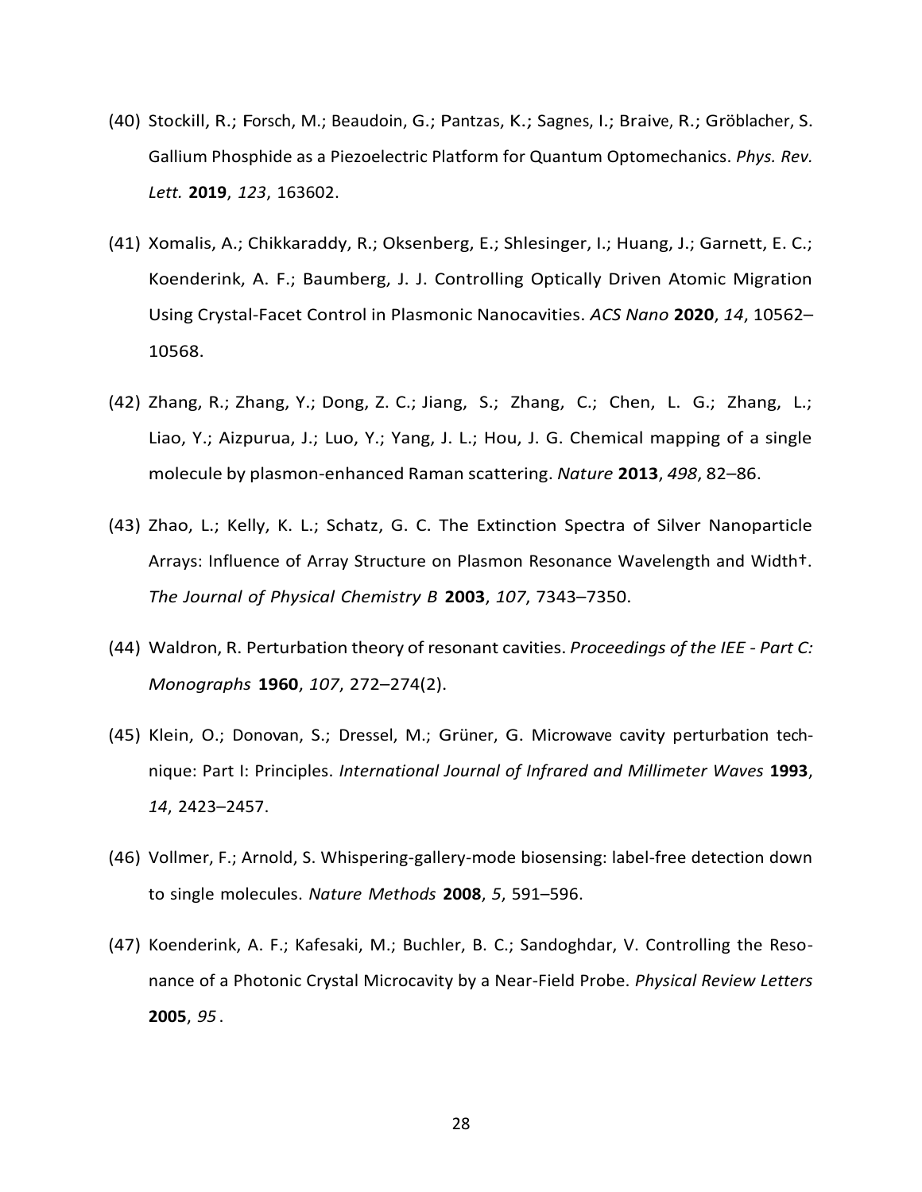(40) Stockill, R.; Forsch, M.; Beaudoin, G.; Pantzas, K.; Sagnes, I.; Braive, R.; Gröblacher, S. Gallium Phosphide as a Piezoelectric Platform for Quantum Optomechanics. *Phys. Rev. Lett.* **2019**, *123*, 163602.

(41) Xomalis, A.; Chikkaraddy, R.; Oksenberg, E.; Shlesinger, I.; Huang, J.; Garnett, E. C.; Koenderink, A. F.; Baumberg, J. J. Controlling Optically Driven Atomic Migration Using Crystal-Facet Control in Plasmonic Nanocavities. *ACS Nano* **2020**, *14*, 10562–10568.

(42) Zhang, R.; Zhang, Y.; Dong, Z. C.; Jiang, S.; Zhang, C.; Chen, L. G.; Zhang, L.; Liao, Y.; Aizpurua, J.; Luo, Y.; Yang, J. L.; Hou, J. G. Chemical mapping of a single molecule by plasmon-enhanced Raman scattering. *Nature* **2013**, *498*, 82–86.

(43) Zhao, L.; Kelly, K. L.; Schatz, G. C. The Extinction Spectra of Silver Nanoparticle Arrays: Influence of Array Structure on Plasmon Resonance Wavelength and Width†. *The Journal of Physical Chemistry B* **2003**, *107*, 7343–7350.

(44) Waldron, R. Perturbation theory of resonant cavities. *Proceedings of the IEE - Part C: Monographs* **1960**, *107*, 272–274(2).

(45) Klein, O.; Donovan, S.; Dressel, M.; Grüner, G. Microwave cavity perturbation technique: Part I: Principles. *International Journal of Infrared and Millimeter Waves* **1993**, *14*, 2423–2457.

(46) Vollmer, F.; Arnold, S. Whispering-gallery-mode biosensing: label-free detection down to single molecules. *Nature Methods* **2008**, *5*, 591–596.

(47) Koenderink, A. F.; Kafesaki, M.; Buchler, B. C.; Sandoghdar, V. Controlling the Resonance of a Photonic Crystal Microcavity by a Near-Field Probe. *Physical Review Letters* **2005**, *95* .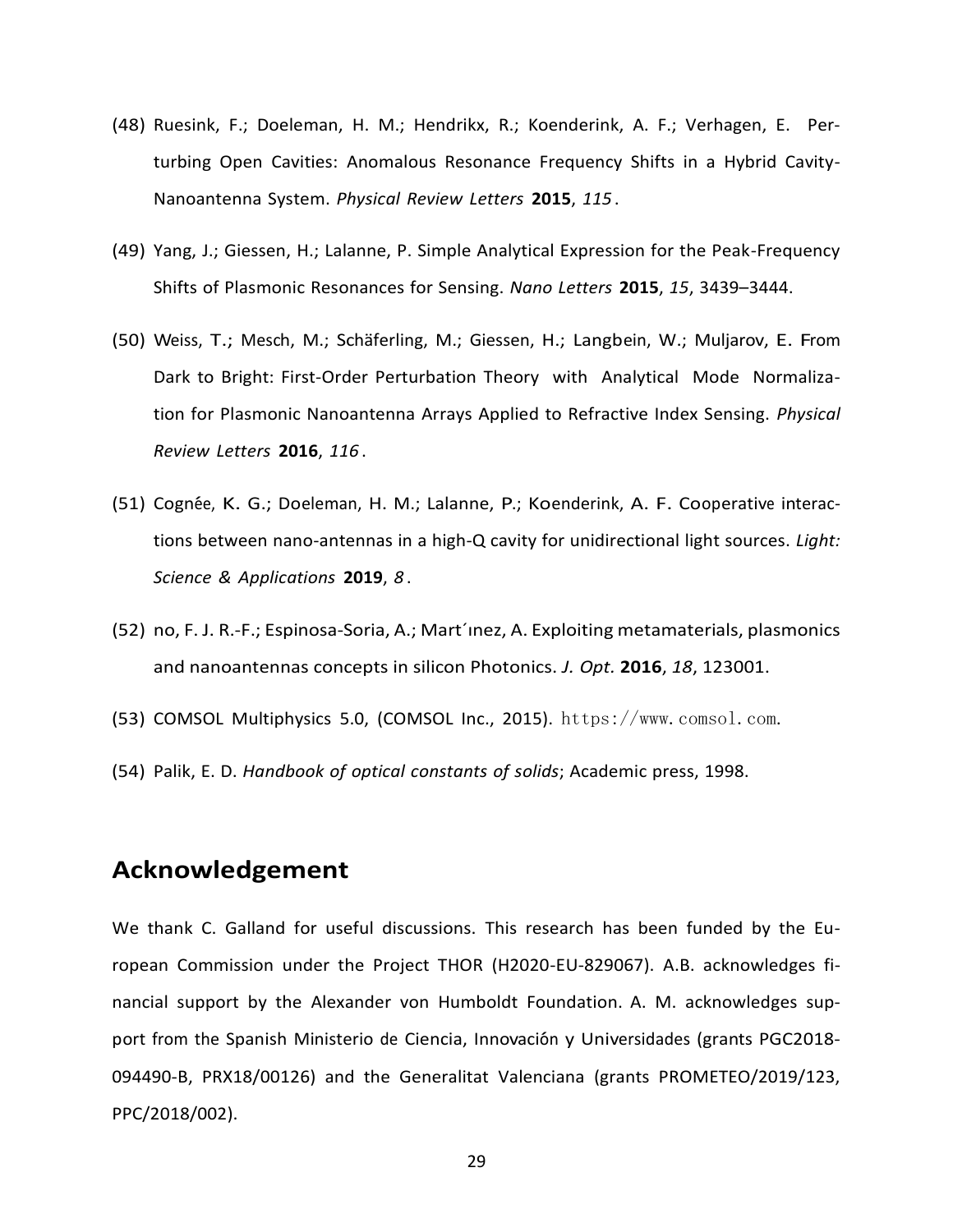(48) Ruesink, F.; Doeleman, H. M.; Hendrikx, R.; Koenderink, A. F.; Verhagen, E. Perturbing Open Cavities: Anomalous Resonance Frequency Shifts in a Hybrid Cavity-Nanoantenna System. *Physical Review Letters* **2015**, *115*.

(49) Yang, J.; Giessen, H.; Lalanne, P. Simple Analytical Expression for the Peak-Frequency Shifts of Plasmonic Resonances for Sensing. *Nano Letters* **2015**, *15*, 3439–3444.

(50) Weiss, T.; Mesch, M.; Schäferling, M.; Giessen, H.; Langbein, W.; Muljarov, E. From Dark to Bright: First-Order Perturbation Theory with Analytical Mode Normalization for Plasmonic Nanoantenna Arrays Applied to Refractive Index Sensing. *Physical Review Letters* **2016**, *116*.

(51) Cognée, K. G.; Doeleman, H. M.; Lalanne, P.; Koenderink, A. F. Cooperative interactions between nano-antennas in a high-Q cavity for unidirectional light sources. *Light: Science & Applications* **2019**, *8*.

(52) no, F. J. R.-F.; Espinosa-Soria, A.; Mart´ınez, A. Exploiting metamaterials, plasmonics and nanoantennas concepts in silicon Photonics. *J. Opt.* **2016**, *18*, 123001.

(53) COMSOL Multiphysics 5.0, (COMSOL Inc., 2015). https://www.comsol.com.

(54) Palik, E. D. *Handbook of optical constants of solids*; Academic press, 1998.

## Acknowledgement

We thank C. Galland for useful discussions. This research has been funded by the European Commission under the Project THOR (H2020-EU-829067). A.B. acknowledges financial support by the Alexander von Humboldt Foundation. A. M. acknowledges support from the Spanish Ministerio de Ciencia, Innovación y Universidades (grants PGC2018-094490-B, PRX18/00126) and the Generalitat Valenciana (grants PROMETEO/2019/123, PPC/2018/002).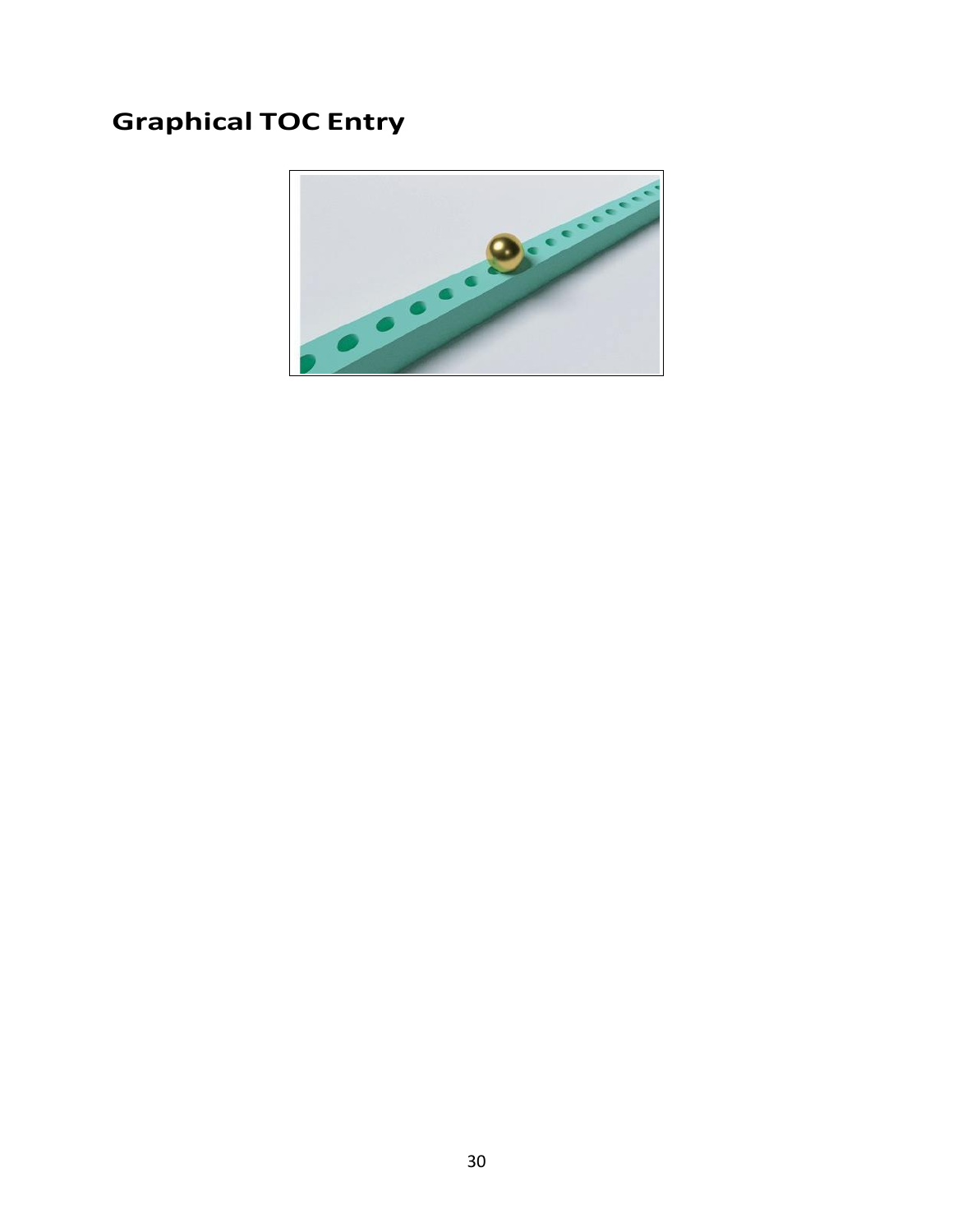## Graphical TOC Entry